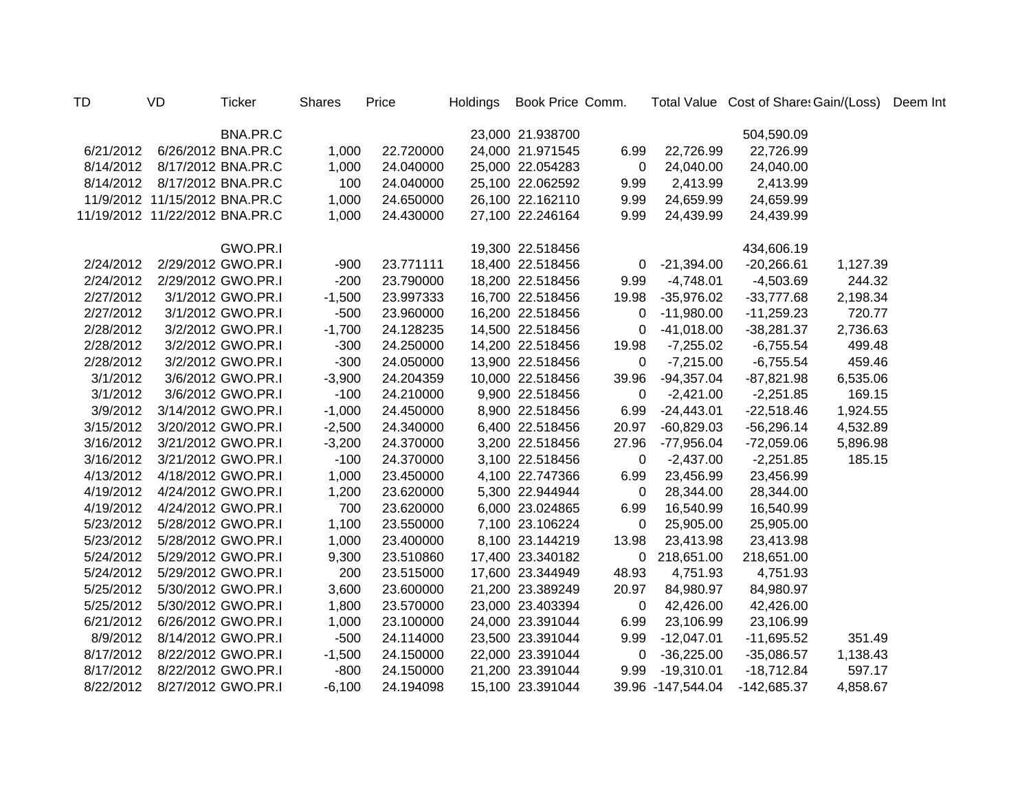| TD | VD | Ticker | Shares | Price | Holdings | Book Price | Comm. | Total Value | Cost of Shares | Gain/(Loss) | Deem Int |
|---|---|---|---|---|---|---|---|---|---|---|---|
| | | BNA.PR.C | | | 23,000 | 21.938700 | | | 504,590.09 | | |
| 6/21/2012 | 6/26/2012 | BNA.PR.C | 1,000 | 22.720000 | 24,000 | 21.971545 | 6.99 | 22,726.99 | 22,726.99 | | |
| 8/14/2012 | 8/17/2012 | BNA.PR.C | 1,000 | 24.040000 | 25,000 | 22.054283 | 0 | 24,040.00 | 24,040.00 | | |
| 8/14/2012 | 8/17/2012 | BNA.PR.C | 100 | 24.040000 | 25,100 | 22.062592 | 9.99 | 2,413.99 | 2,413.99 | | |
| 11/9/2012 | 11/15/2012 | BNA.PR.C | 1,000 | 24.650000 | 26,100 | 22.162110 | 9.99 | 24,659.99 | 24,659.99 | | |
| 11/19/2012 | 11/22/2012 | BNA.PR.C | 1,000 | 24.430000 | 27,100 | 22.246164 | 9.99 | 24,439.99 | 24,439.99 | | |
| | | GWO.PR.I | | | 19,300 | 22.518456 | | | 434,606.19 | | |
| 2/24/2012 | 2/29/2012 | GWO.PR.I | -900 | 23.771111 | 18,400 | 22.518456 | 0 | -21,394.00 | -20,266.61 | 1,127.39 | |
| 2/24/2012 | 2/29/2012 | GWO.PR.I | -200 | 23.790000 | 18,200 | 22.518456 | 9.99 | -4,748.01 | -4,503.69 | 244.32 | |
| 2/27/2012 | 3/1/2012 | GWO.PR.I | -1,500 | 23.997333 | 16,700 | 22.518456 | 19.98 | -35,976.02 | -33,777.68 | 2,198.34 | |
| 2/27/2012 | 3/1/2012 | GWO.PR.I | -500 | 23.960000 | 16,200 | 22.518456 | 0 | -11,980.00 | -11,259.23 | 720.77 | |
| 2/28/2012 | 3/2/2012 | GWO.PR.I | -1,700 | 24.128235 | 14,500 | 22.518456 | 0 | -41,018.00 | -38,281.37 | 2,736.63 | |
| 2/28/2012 | 3/2/2012 | GWO.PR.I | -300 | 24.250000 | 14,200 | 22.518456 | 19.98 | -7,255.02 | -6,755.54 | 499.48 | |
| 2/28/2012 | 3/2/2012 | GWO.PR.I | -300 | 24.050000 | 13,900 | 22.518456 | 0 | -7,215.00 | -6,755.54 | 459.46 | |
| 3/1/2012 | 3/6/2012 | GWO.PR.I | -3,900 | 24.204359 | 10,000 | 22.518456 | 39.96 | -94,357.04 | -87,821.98 | 6,535.06 | |
| 3/1/2012 | 3/6/2012 | GWO.PR.I | -100 | 24.210000 | 9,900 | 22.518456 | 0 | -2,421.00 | -2,251.85 | 169.15 | |
| 3/9/2012 | 3/14/2012 | GWO.PR.I | -1,000 | 24.450000 | 8,900 | 22.518456 | 6.99 | -24,443.01 | -22,518.46 | 1,924.55 | |
| 3/15/2012 | 3/20/2012 | GWO.PR.I | -2,500 | 24.340000 | 6,400 | 22.518456 | 20.97 | -60,829.03 | -56,296.14 | 4,532.89 | |
| 3/16/2012 | 3/21/2012 | GWO.PR.I | -3,200 | 24.370000 | 3,200 | 22.518456 | 27.96 | -77,956.04 | -72,059.06 | 5,896.98 | |
| 3/16/2012 | 3/21/2012 | GWO.PR.I | -100 | 24.370000 | 3,100 | 22.518456 | 0 | -2,437.00 | -2,251.85 | 185.15 | |
| 4/13/2012 | 4/18/2012 | GWO.PR.I | 1,000 | 23.450000 | 4,100 | 22.747366 | 6.99 | 23,456.99 | 23,456.99 | | |
| 4/19/2012 | 4/24/2012 | GWO.PR.I | 1,200 | 23.620000 | 5,300 | 22.944944 | 0 | 28,344.00 | 28,344.00 | | |
| 4/19/2012 | 4/24/2012 | GWO.PR.I | 700 | 23.620000 | 6,000 | 23.024865 | 6.99 | 16,540.99 | 16,540.99 | | |
| 5/23/2012 | 5/28/2012 | GWO.PR.I | 1,100 | 23.550000 | 7,100 | 23.106224 | 0 | 25,905.00 | 25,905.00 | | |
| 5/23/2012 | 5/28/2012 | GWO.PR.I | 1,000 | 23.400000 | 8,100 | 23.144219 | 13.98 | 23,413.98 | 23,413.98 | | |
| 5/24/2012 | 5/29/2012 | GWO.PR.I | 9,300 | 23.510860 | 17,400 | 23.340182 | 0 | 218,651.00 | 218,651.00 | | |
| 5/24/2012 | 5/29/2012 | GWO.PR.I | 200 | 23.515000 | 17,600 | 23.344949 | 48.93 | 4,751.93 | 4,751.93 | | |
| 5/25/2012 | 5/30/2012 | GWO.PR.I | 3,600 | 23.600000 | 21,200 | 23.389249 | 20.97 | 84,980.97 | 84,980.97 | | |
| 5/25/2012 | 5/30/2012 | GWO.PR.I | 1,800 | 23.570000 | 23,000 | 23.403394 | 0 | 42,426.00 | 42,426.00 | | |
| 6/21/2012 | 6/26/2012 | GWO.PR.I | 1,000 | 23.100000 | 24,000 | 23.391044 | 6.99 | 23,106.99 | 23,106.99 | | |
| 8/9/2012 | 8/14/2012 | GWO.PR.I | -500 | 24.114000 | 23,500 | 23.391044 | 9.99 | -12,047.01 | -11,695.52 | 351.49 | |
| 8/17/2012 | 8/22/2012 | GWO.PR.I | -1,500 | 24.150000 | 22,000 | 23.391044 | 0 | -36,225.00 | -35,086.57 | 1,138.43 | |
| 8/17/2012 | 8/22/2012 | GWO.PR.I | -800 | 24.150000 | 21,200 | 23.391044 | 9.99 | -19,310.01 | -18,712.84 | 597.17 | |
| 8/22/2012 | 8/27/2012 | GWO.PR.I | -6,100 | 24.194098 | 15,100 | 23.391044 | 39.96 | -147,544.04 | -142,685.37 | 4,858.67 | |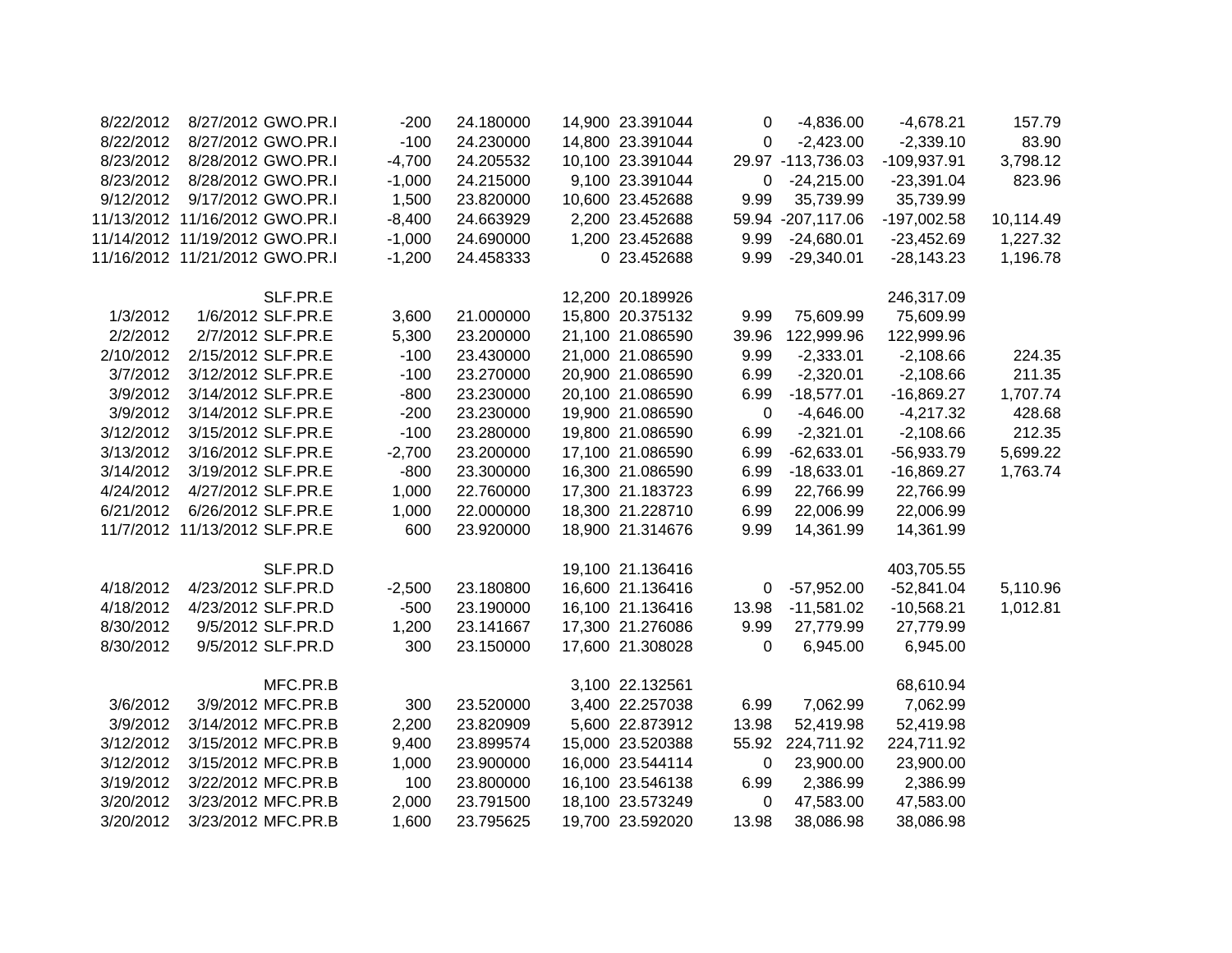| | | | | | | | | | | |
|---|---|---|---|---|---|---|---|---|---|---|
| 8/22/2012 | 8/27/2012 | GWO.PR.I | -200 | 24.180000 | 14,900 | 23.391044 | 0 | -4,836.00 | -4,678.21 | 157.79 |
| 8/22/2012 | 8/27/2012 | GWO.PR.I | -100 | 24.230000 | 14,800 | 23.391044 | 0 | -2,423.00 | -2,339.10 | 83.90 |
| 8/23/2012 | 8/28/2012 | GWO.PR.I | -4,700 | 24.205532 | 10,100 | 23.391044 | 29.97 | -113,736.03 | -109,937.91 | 3,798.12 |
| 8/23/2012 | 8/28/2012 | GWO.PR.I | -1,000 | 24.215000 | 9,100 | 23.391044 | 0 | -24,215.00 | -23,391.04 | 823.96 |
| 9/12/2012 | 9/17/2012 | GWO.PR.I | 1,500 | 23.820000 | 10,600 | 23.452688 | 9.99 | 35,739.99 | 35,739.99 | |
| 11/13/2012 | 11/16/2012 | GWO.PR.I | -8,400 | 24.663929 | 2,200 | 23.452688 | 59.94 | -207,117.06 | -197,002.58 | 10,114.49 |
| 11/14/2012 | 11/19/2012 | GWO.PR.I | -1,000 | 24.690000 | 1,200 | 23.452688 | 9.99 | -24,680.01 | -23,452.69 | 1,227.32 |
| 11/16/2012 | 11/21/2012 | GWO.PR.I | -1,200 | 24.458333 | 0 | 23.452688 | 9.99 | -29,340.01 | -28,143.23 | 1,196.78 |
| | | | | | | | | | | |
| | | SLF.PR.E | | | 12,200 | 20.189926 | | | 246,317.09 | |
| 1/3/2012 | 1/6/2012 | SLF.PR.E | 3,600 | 21.000000 | 15,800 | 20.375132 | 9.99 | 75,609.99 | 75,609.99 | |
| 2/2/2012 | 2/7/2012 | SLF.PR.E | 5,300 | 23.200000 | 21,100 | 21.086590 | 39.96 | 122,999.96 | 122,999.96 | |
| 2/10/2012 | 2/15/2012 | SLF.PR.E | -100 | 23.430000 | 21,000 | 21.086590 | 9.99 | -2,333.01 | -2,108.66 | 224.35 |
| 3/7/2012 | 3/12/2012 | SLF.PR.E | -100 | 23.270000 | 20,900 | 21.086590 | 6.99 | -2,320.01 | -2,108.66 | 211.35 |
| 3/9/2012 | 3/14/2012 | SLF.PR.E | -800 | 23.230000 | 20,100 | 21.086590 | 6.99 | -18,577.01 | -16,869.27 | 1,707.74 |
| 3/9/2012 | 3/14/2012 | SLF.PR.E | -200 | 23.230000 | 19,900 | 21.086590 | 0 | -4,646.00 | -4,217.32 | 428.68 |
| 3/12/2012 | 3/15/2012 | SLF.PR.E | -100 | 23.280000 | 19,800 | 21.086590 | 6.99 | -2,321.01 | -2,108.66 | 212.35 |
| 3/13/2012 | 3/16/2012 | SLF.PR.E | -2,700 | 23.200000 | 17,100 | 21.086590 | 6.99 | -62,633.01 | -56,933.79 | 5,699.22 |
| 3/14/2012 | 3/19/2012 | SLF.PR.E | -800 | 23.300000 | 16,300 | 21.086590 | 6.99 | -18,633.01 | -16,869.27 | 1,763.74 |
| 4/24/2012 | 4/27/2012 | SLF.PR.E | 1,000 | 22.760000 | 17,300 | 21.183723 | 6.99 | 22,766.99 | 22,766.99 | |
| 6/21/2012 | 6/26/2012 | SLF.PR.E | 1,000 | 22.000000 | 18,300 | 21.228710 | 6.99 | 22,006.99 | 22,006.99 | |
| 11/7/2012 | 11/13/2012 | SLF.PR.E | 600 | 23.920000 | 18,900 | 21.314676 | 9.99 | 14,361.99 | 14,361.99 | |
| | | | | | | | | | | |
| | | SLF.PR.D | | | 19,100 | 21.136416 | | | 403,705.55 | |
| 4/18/2012 | 4/23/2012 | SLF.PR.D | -2,500 | 23.180800 | 16,600 | 21.136416 | 0 | -57,952.00 | -52,841.04 | 5,110.96 |
| 4/18/2012 | 4/23/2012 | SLF.PR.D | -500 | 23.190000 | 16,100 | 21.136416 | 13.98 | -11,581.02 | -10,568.21 | 1,012.81 |
| 8/30/2012 | 9/5/2012 | SLF.PR.D | 1,200 | 23.141667 | 17,300 | 21.276086 | 9.99 | 27,779.99 | 27,779.99 | |
| 8/30/2012 | 9/5/2012 | SLF.PR.D | 300 | 23.150000 | 17,600 | 21.308028 | 0 | 6,945.00 | 6,945.00 | |
| | | | | | | | | | | |
| | | MFC.PR.B | | | 3,100 | 22.132561 | | | 68,610.94 | |
| 3/6/2012 | 3/9/2012 | MFC.PR.B | 300 | 23.520000 | 3,400 | 22.257038 | 6.99 | 7,062.99 | 7,062.99 | |
| 3/9/2012 | 3/14/2012 | MFC.PR.B | 2,200 | 23.820909 | 5,600 | 22.873912 | 13.98 | 52,419.98 | 52,419.98 | |
| 3/12/2012 | 3/15/2012 | MFC.PR.B | 9,400 | 23.899574 | 15,000 | 23.520388 | 55.92 | 224,711.92 | 224,711.92 | |
| 3/12/2012 | 3/15/2012 | MFC.PR.B | 1,000 | 23.900000 | 16,000 | 23.544114 | 0 | 23,900.00 | 23,900.00 | |
| 3/19/2012 | 3/22/2012 | MFC.PR.B | 100 | 23.800000 | 16,100 | 23.546138 | 6.99 | 2,386.99 | 2,386.99 | |
| 3/20/2012 | 3/23/2012 | MFC.PR.B | 2,000 | 23.791500 | 18,100 | 23.573249 | 0 | 47,583.00 | 47,583.00 | |
| 3/20/2012 | 3/23/2012 | MFC.PR.B | 1,600 | 23.795625 | 19,700 | 23.592020 | 13.98 | 38,086.98 | 38,086.98 | |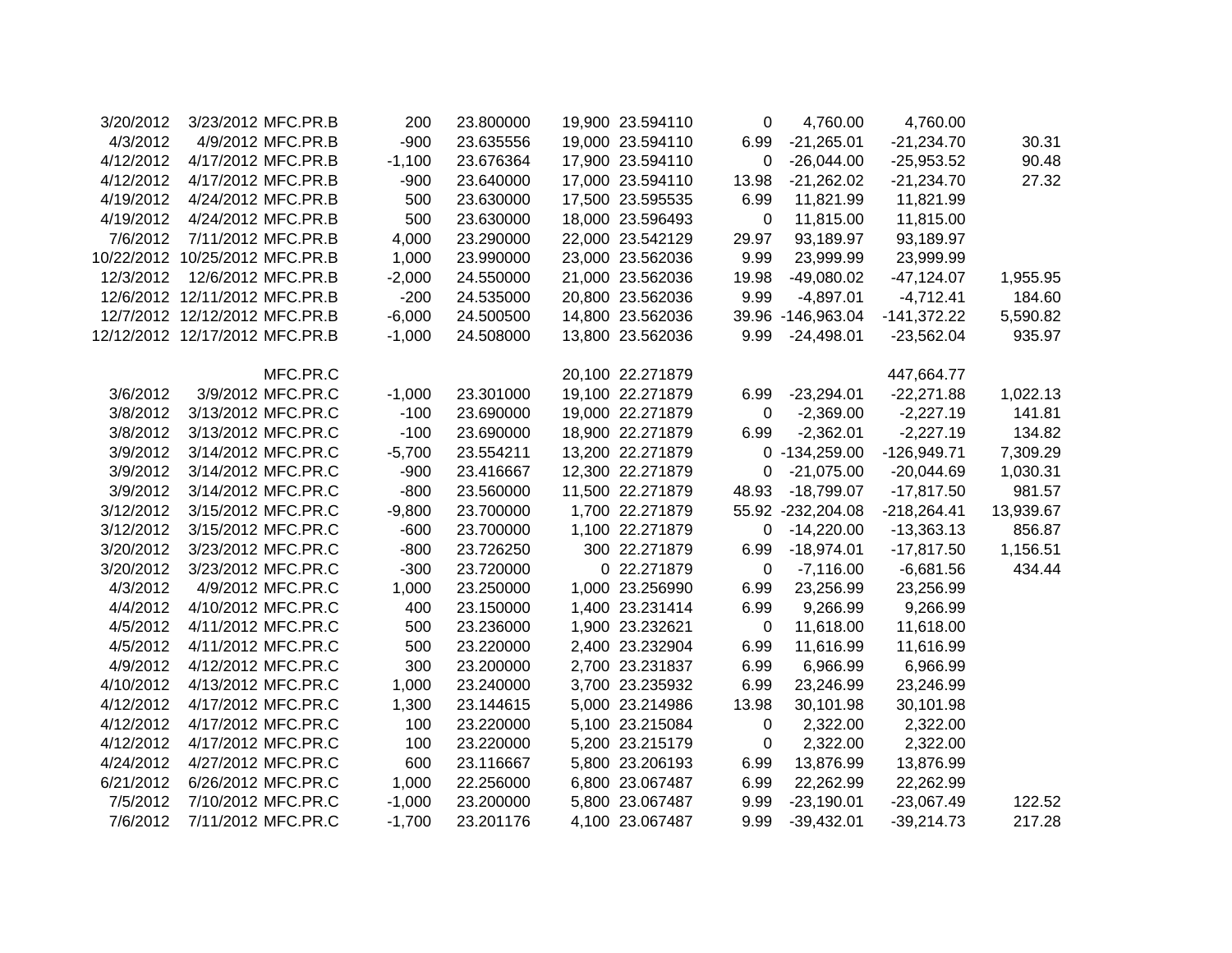|  |  |  |  |  |  |  |  |  |  |  |
|---|---|---|---|---|---|---|---|---|---|---|
| 3/20/2012 | 3/23/2012 | MFC.PR.B | 200 | 23.800000 | 19,900 | 23.594110 | 0 | 4,760.00 | 4,760.00 |  |
| 4/3/2012 | 4/9/2012 | MFC.PR.B | -900 | 23.635556 | 19,000 | 23.594110 | 6.99 | -21,265.01 | -21,234.70 | 30.31 |
| 4/12/2012 | 4/17/2012 | MFC.PR.B | -1,100 | 23.676364 | 17,900 | 23.594110 | 0 | -26,044.00 | -25,953.52 | 90.48 |
| 4/12/2012 | 4/17/2012 | MFC.PR.B | -900 | 23.640000 | 17,000 | 23.594110 | 13.98 | -21,262.02 | -21,234.70 | 27.32 |
| 4/19/2012 | 4/24/2012 | MFC.PR.B | 500 | 23.630000 | 17,500 | 23.595535 | 6.99 | 11,821.99 | 11,821.99 |  |
| 4/19/2012 | 4/24/2012 | MFC.PR.B | 500 | 23.630000 | 18,000 | 23.596493 | 0 | 11,815.00 | 11,815.00 |  |
| 7/6/2012 | 7/11/2012 | MFC.PR.B | 4,000 | 23.290000 | 22,000 | 23.542129 | 29.97 | 93,189.97 | 93,189.97 |  |
| 10/22/2012 | 10/25/2012 | MFC.PR.B | 1,000 | 23.990000 | 23,000 | 23.562036 | 9.99 | 23,999.99 | 23,999.99 |  |
| 12/3/2012 | 12/6/2012 | MFC.PR.B | -2,000 | 24.550000 | 21,000 | 23.562036 | 19.98 | -49,080.02 | -47,124.07 | 1,955.95 |
| 12/6/2012 | 12/11/2012 | MFC.PR.B | -200 | 24.535000 | 20,800 | 23.562036 | 9.99 | -4,897.01 | -4,712.41 | 184.60 |
| 12/7/2012 | 12/12/2012 | MFC.PR.B | -6,000 | 24.500500 | 14,800 | 23.562036 | 39.96 | -146,963.04 | -141,372.22 | 5,590.82 |
| 12/12/2012 | 12/17/2012 | MFC.PR.B | -1,000 | 24.508000 | 13,800 | 23.562036 | 9.99 | -24,498.01 | -23,562.04 | 935.97 |
|  |  |  |  |  |  |  |  |  |  |  |
|  |  | MFC.PR.C |  |  | 20,100 | 22.271879 |  |  | 447,664.77 |  |
| 3/6/2012 | 3/9/2012 | MFC.PR.C | -1,000 | 23.301000 | 19,100 | 22.271879 | 6.99 | -23,294.01 | -22,271.88 | 1,022.13 |
| 3/8/2012 | 3/13/2012 | MFC.PR.C | -100 | 23.690000 | 19,000 | 22.271879 | 0 | -2,369.00 | -2,227.19 | 141.81 |
| 3/8/2012 | 3/13/2012 | MFC.PR.C | -100 | 23.690000 | 18,900 | 22.271879 | 6.99 | -2,362.01 | -2,227.19 | 134.82 |
| 3/9/2012 | 3/14/2012 | MFC.PR.C | -5,700 | 23.554211 | 13,200 | 22.271879 | 0 | -134,259.00 | -126,949.71 | 7,309.29 |
| 3/9/2012 | 3/14/2012 | MFC.PR.C | -900 | 23.416667 | 12,300 | 22.271879 | 0 | -21,075.00 | -20,044.69 | 1,030.31 |
| 3/9/2012 | 3/14/2012 | MFC.PR.C | -800 | 23.560000 | 11,500 | 22.271879 | 48.93 | -18,799.07 | -17,817.50 | 981.57 |
| 3/12/2012 | 3/15/2012 | MFC.PR.C | -9,800 | 23.700000 | 1,700 | 22.271879 | 55.92 | -232,204.08 | -218,264.41 | 13,939.67 |
| 3/12/2012 | 3/15/2012 | MFC.PR.C | -600 | 23.700000 | 1,100 | 22.271879 | 0 | -14,220.00 | -13,363.13 | 856.87 |
| 3/20/2012 | 3/23/2012 | MFC.PR.C | -800 | 23.726250 | 300 | 22.271879 | 6.99 | -18,974.01 | -17,817.50 | 1,156.51 |
| 3/20/2012 | 3/23/2012 | MFC.PR.C | -300 | 23.720000 | 0 | 22.271879 | 0 | -7,116.00 | -6,681.56 | 434.44 |
| 4/3/2012 | 4/9/2012 | MFC.PR.C | 1,000 | 23.250000 | 1,000 | 23.256990 | 6.99 | 23,256.99 | 23,256.99 |  |
| 4/4/2012 | 4/10/2012 | MFC.PR.C | 400 | 23.150000 | 1,400 | 23.231414 | 6.99 | 9,266.99 | 9,266.99 |  |
| 4/5/2012 | 4/11/2012 | MFC.PR.C | 500 | 23.236000 | 1,900 | 23.232621 | 0 | 11,618.00 | 11,618.00 |  |
| 4/5/2012 | 4/11/2012 | MFC.PR.C | 500 | 23.220000 | 2,400 | 23.232904 | 6.99 | 11,616.99 | 11,616.99 |  |
| 4/9/2012 | 4/12/2012 | MFC.PR.C | 300 | 23.200000 | 2,700 | 23.231837 | 6.99 | 6,966.99 | 6,966.99 |  |
| 4/10/2012 | 4/13/2012 | MFC.PR.C | 1,000 | 23.240000 | 3,700 | 23.235932 | 6.99 | 23,246.99 | 23,246.99 |  |
| 4/12/2012 | 4/17/2012 | MFC.PR.C | 1,300 | 23.144615 | 5,000 | 23.214986 | 13.98 | 30,101.98 | 30,101.98 |  |
| 4/12/2012 | 4/17/2012 | MFC.PR.C | 100 | 23.220000 | 5,100 | 23.215084 | 0 | 2,322.00 | 2,322.00 |  |
| 4/12/2012 | 4/17/2012 | MFC.PR.C | 100 | 23.220000 | 5,200 | 23.215179 | 0 | 2,322.00 | 2,322.00 |  |
| 4/24/2012 | 4/27/2012 | MFC.PR.C | 600 | 23.116667 | 5,800 | 23.206193 | 6.99 | 13,876.99 | 13,876.99 |  |
| 6/21/2012 | 6/26/2012 | MFC.PR.C | 1,000 | 22.256000 | 6,800 | 23.067487 | 6.99 | 22,262.99 | 22,262.99 |  |
| 7/5/2012 | 7/10/2012 | MFC.PR.C | -1,000 | 23.200000 | 5,800 | 23.067487 | 9.99 | -23,190.01 | -23,067.49 | 122.52 |
| 7/6/2012 | 7/11/2012 | MFC.PR.C | -1,700 | 23.201176 | 4,100 | 23.067487 | 9.99 | -39,432.01 | -39,214.73 | 217.28 |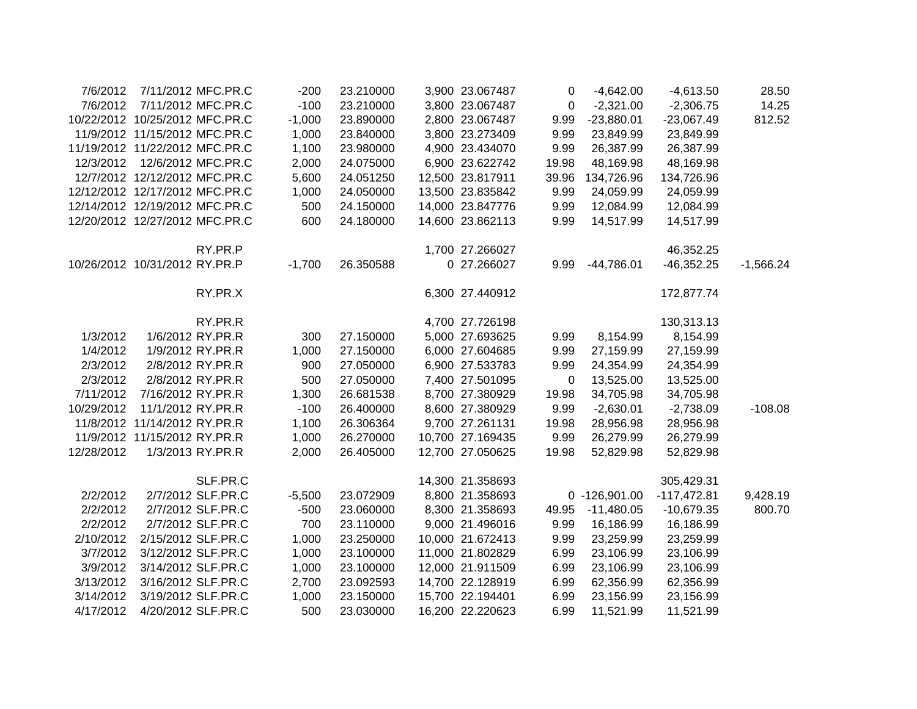| | | | | | | | | | | |
|---|---|---|---|---|---|---|---|---|---|---|
| 7/6/2012 | 7/11/2012 | MFC.PR.C | -200 | 23.210000 | 3,900 | 23.067487 | 0 | -4,642.00 | -4,613.50 | 28.50 |
| 7/6/2012 | 7/11/2012 | MFC.PR.C | -100 | 23.210000 | 3,800 | 23.067487 | 0 | -2,321.00 | -2,306.75 | 14.25 |
| 10/22/2012 | 10/25/2012 | MFC.PR.C | -1,000 | 23.890000 | 2,800 | 23.067487 | 9.99 | -23,880.01 | -23,067.49 | 812.52 |
| 11/9/2012 | 11/15/2012 | MFC.PR.C | 1,000 | 23.840000 | 3,800 | 23.273409 | 9.99 | 23,849.99 | 23,849.99 | |
| 11/19/2012 | 11/22/2012 | MFC.PR.C | 1,100 | 23.980000 | 4,900 | 23.434070 | 9.99 | 26,387.99 | 26,387.99 | |
| 12/3/2012 | 12/6/2012 | MFC.PR.C | 2,000 | 24.075000 | 6,900 | 23.622742 | 19.98 | 48,169.98 | 48,169.98 | |
| 12/7/2012 | 12/12/2012 | MFC.PR.C | 5,600 | 24.051250 | 12,500 | 23.817911 | 39.96 | 134,726.96 | 134,726.96 | |
| 12/12/2012 | 12/17/2012 | MFC.PR.C | 1,000 | 24.050000 | 13,500 | 23.835842 | 9.99 | 24,059.99 | 24,059.99 | |
| 12/14/2012 | 12/19/2012 | MFC.PR.C | 500 | 24.150000 | 14,000 | 23.847776 | 9.99 | 12,084.99 | 12,084.99 | |
| 12/20/2012 | 12/27/2012 | MFC.PR.C | 600 | 24.180000 | 14,600 | 23.862113 | 9.99 | 14,517.99 | 14,517.99 | |
| | | | | | | | | | | |
| | | RY.PR.P | | | 1,700 | 27.266027 | | | 46,352.25 | |
| 10/26/2012 | 10/31/2012 | RY.PR.P | -1,700 | 26.350588 | 0 | 27.266027 | 9.99 | -44,786.01 | -46,352.25 | -1,566.24 |
| | | | | | | | | | | |
| | | RY.PR.X | | | 6,300 | 27.440912 | | | 172,877.74 | |
| | | | | | | | | | | |
| | | RY.PR.R | | | 4,700 | 27.726198 | | | 130,313.13 | |
| 1/3/2012 | 1/6/2012 | RY.PR.R | 300 | 27.150000 | 5,000 | 27.693625 | 9.99 | 8,154.99 | 8,154.99 | |
| 1/4/2012 | 1/9/2012 | RY.PR.R | 1,000 | 27.150000 | 6,000 | 27.604685 | 9.99 | 27,159.99 | 27,159.99 | |
| 2/3/2012 | 2/8/2012 | RY.PR.R | 900 | 27.050000 | 6,900 | 27.533783 | 9.99 | 24,354.99 | 24,354.99 | |
| 2/3/2012 | 2/8/2012 | RY.PR.R | 500 | 27.050000 | 7,400 | 27.501095 | 0 | 13,525.00 | 13,525.00 | |
| 7/11/2012 | 7/16/2012 | RY.PR.R | 1,300 | 26.681538 | 8,700 | 27.380929 | 19.98 | 34,705.98 | 34,705.98 | |
| 10/29/2012 | 11/1/2012 | RY.PR.R | -100 | 26.400000 | 8,600 | 27.380929 | 9.99 | -2,630.01 | -2,738.09 | -108.08 |
| 11/8/2012 | 11/14/2012 | RY.PR.R | 1,100 | 26.306364 | 9,700 | 27.261131 | 19.98 | 28,956.98 | 28,956.98 | |
| 11/9/2012 | 11/15/2012 | RY.PR.R | 1,000 | 26.270000 | 10,700 | 27.169435 | 9.99 | 26,279.99 | 26,279.99 | |
| 12/28/2012 | 1/3/2013 | RY.PR.R | 2,000 | 26.405000 | 12,700 | 27.050625 | 19.98 | 52,829.98 | 52,829.98 | |
| | | | | | | | | | | |
| | | SLF.PR.C | | | 14,300 | 21.358693 | | | 305,429.31 | |
| 2/2/2012 | 2/7/2012 | SLF.PR.C | -5,500 | 23.072909 | 8,800 | 21.358693 | 0 | -126,901.00 | -117,472.81 | 9,428.19 |
| 2/2/2012 | 2/7/2012 | SLF.PR.C | -500 | 23.060000 | 8,300 | 21.358693 | 49.95 | -11,480.05 | -10,679.35 | 800.70 |
| 2/2/2012 | 2/7/2012 | SLF.PR.C | 700 | 23.110000 | 9,000 | 21.496016 | 9.99 | 16,186.99 | 16,186.99 | |
| 2/10/2012 | 2/15/2012 | SLF.PR.C | 1,000 | 23.250000 | 10,000 | 21.672413 | 9.99 | 23,259.99 | 23,259.99 | |
| 3/7/2012 | 3/12/2012 | SLF.PR.C | 1,000 | 23.100000 | 11,000 | 21.802829 | 6.99 | 23,106.99 | 23,106.99 | |
| 3/9/2012 | 3/14/2012 | SLF.PR.C | 1,000 | 23.100000 | 12,000 | 21.911509 | 6.99 | 23,106.99 | 23,106.99 | |
| 3/13/2012 | 3/16/2012 | SLF.PR.C | 2,700 | 23.092593 | 14,700 | 22.128919 | 6.99 | 62,356.99 | 62,356.99 | |
| 3/14/2012 | 3/19/2012 | SLF.PR.C | 1,000 | 23.150000 | 15,700 | 22.194401 | 6.99 | 23,156.99 | 23,156.99 | |
| 4/17/2012 | 4/20/2012 | SLF.PR.C | 500 | 23.030000 | 16,200 | 22.220623 | 6.99 | 11,521.99 | 11,521.99 | |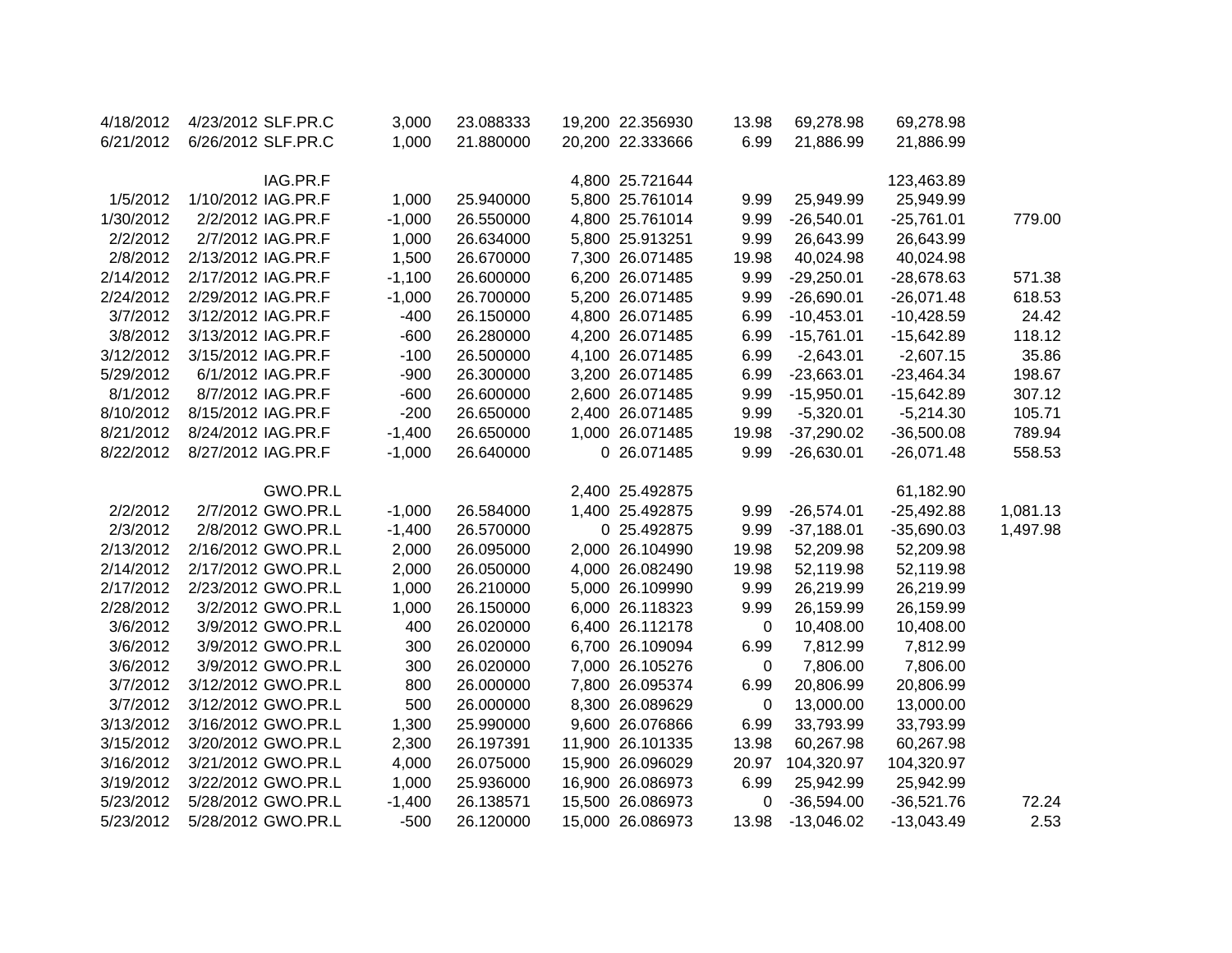| | | | | | | | | | | |
|---|---|---|---|---|---|---|---|---|---|---|
| 4/18/2012 | 4/23/2012 | SLF.PR.C | 3,000 | 23.088333 | 19,200 | 22.356930 | 13.98 | 69,278.98 | 69,278.98 | |
| 6/21/2012 | 6/26/2012 | SLF.PR.C | 1,000 | 21.880000 | 20,200 | 22.333666 | 6.99 | 21,886.99 | 21,886.99 | |
| | | | | | | | | | | |
| | | IAG.PR.F | | | 4,800 | 25.721644 | | | 123,463.89 | |
| 1/5/2012 | 1/10/2012 | IAG.PR.F | 1,000 | 25.940000 | 5,800 | 25.761014 | 9.99 | 25,949.99 | 25,949.99 | |
| 1/30/2012 | 2/2/2012 | IAG.PR.F | -1,000 | 26.550000 | 4,800 | 25.761014 | 9.99 | -26,540.01 | -25,761.01 | 779.00 |
| 2/2/2012 | 2/7/2012 | IAG.PR.F | 1,000 | 26.634000 | 5,800 | 25.913251 | 9.99 | 26,643.99 | 26,643.99 | |
| 2/8/2012 | 2/13/2012 | IAG.PR.F | 1,500 | 26.670000 | 7,300 | 26.071485 | 19.98 | 40,024.98 | 40,024.98 | |
| 2/14/2012 | 2/17/2012 | IAG.PR.F | -1,100 | 26.600000 | 6,200 | 26.071485 | 9.99 | -29,250.01 | -28,678.63 | 571.38 |
| 2/24/2012 | 2/29/2012 | IAG.PR.F | -1,000 | 26.700000 | 5,200 | 26.071485 | 9.99 | -26,690.01 | -26,071.48 | 618.53 |
| 3/7/2012 | 3/12/2012 | IAG.PR.F | -400 | 26.150000 | 4,800 | 26.071485 | 6.99 | -10,453.01 | -10,428.59 | 24.42 |
| 3/8/2012 | 3/13/2012 | IAG.PR.F | -600 | 26.280000 | 4,200 | 26.071485 | 6.99 | -15,761.01 | -15,642.89 | 118.12 |
| 3/12/2012 | 3/15/2012 | IAG.PR.F | -100 | 26.500000 | 4,100 | 26.071485 | 6.99 | -2,643.01 | -2,607.15 | 35.86 |
| 5/29/2012 | 6/1/2012 | IAG.PR.F | -900 | 26.300000 | 3,200 | 26.071485 | 6.99 | -23,663.01 | -23,464.34 | 198.67 |
| 8/1/2012 | 8/7/2012 | IAG.PR.F | -600 | 26.600000 | 2,600 | 26.071485 | 9.99 | -15,950.01 | -15,642.89 | 307.12 |
| 8/10/2012 | 8/15/2012 | IAG.PR.F | -200 | 26.650000 | 2,400 | 26.071485 | 9.99 | -5,320.01 | -5,214.30 | 105.71 |
| 8/21/2012 | 8/24/2012 | IAG.PR.F | -1,400 | 26.650000 | 1,000 | 26.071485 | 19.98 | -37,290.02 | -36,500.08 | 789.94 |
| 8/22/2012 | 8/27/2012 | IAG.PR.F | -1,000 | 26.640000 | 0 | 26.071485 | 9.99 | -26,630.01 | -26,071.48 | 558.53 |
| | | | | | | | | | | |
| | | GWO.PR.L | | | 2,400 | 25.492875 | | | 61,182.90 | |
| 2/2/2012 | 2/7/2012 | GWO.PR.L | -1,000 | 26.584000 | 1,400 | 25.492875 | 9.99 | -26,574.01 | -25,492.88 | 1,081.13 |
| 2/3/2012 | 2/8/2012 | GWO.PR.L | -1,400 | 26.570000 | 0 | 25.492875 | 9.99 | -37,188.01 | -35,690.03 | 1,497.98 |
| 2/13/2012 | 2/16/2012 | GWO.PR.L | 2,000 | 26.095000 | 2,000 | 26.104990 | 19.98 | 52,209.98 | 52,209.98 | |
| 2/14/2012 | 2/17/2012 | GWO.PR.L | 2,000 | 26.050000 | 4,000 | 26.082490 | 19.98 | 52,119.98 | 52,119.98 | |
| 2/17/2012 | 2/23/2012 | GWO.PR.L | 1,000 | 26.210000 | 5,000 | 26.109990 | 9.99 | 26,219.99 | 26,219.99 | |
| 2/28/2012 | 3/2/2012 | GWO.PR.L | 1,000 | 26.150000 | 6,000 | 26.118323 | 9.99 | 26,159.99 | 26,159.99 | |
| 3/6/2012 | 3/9/2012 | GWO.PR.L | 400 | 26.020000 | 6,400 | 26.112178 | 0 | 10,408.00 | 10,408.00 | |
| 3/6/2012 | 3/9/2012 | GWO.PR.L | 300 | 26.020000 | 6,700 | 26.109094 | 6.99 | 7,812.99 | 7,812.99 | |
| 3/6/2012 | 3/9/2012 | GWO.PR.L | 300 | 26.020000 | 7,000 | 26.105276 | 0 | 7,806.00 | 7,806.00 | |
| 3/7/2012 | 3/12/2012 | GWO.PR.L | 800 | 26.000000 | 7,800 | 26.095374 | 6.99 | 20,806.99 | 20,806.99 | |
| 3/7/2012 | 3/12/2012 | GWO.PR.L | 500 | 26.000000 | 8,300 | 26.089629 | 0 | 13,000.00 | 13,000.00 | |
| 3/13/2012 | 3/16/2012 | GWO.PR.L | 1,300 | 25.990000 | 9,600 | 26.076866 | 6.99 | 33,793.99 | 33,793.99 | |
| 3/15/2012 | 3/20/2012 | GWO.PR.L | 2,300 | 26.197391 | 11,900 | 26.101335 | 13.98 | 60,267.98 | 60,267.98 | |
| 3/16/2012 | 3/21/2012 | GWO.PR.L | 4,000 | 26.075000 | 15,900 | 26.096029 | 20.97 | 104,320.97 | 104,320.97 | |
| 3/19/2012 | 3/22/2012 | GWO.PR.L | 1,000 | 25.936000 | 16,900 | 26.086973 | 6.99 | 25,942.99 | 25,942.99 | |
| 5/23/2012 | 5/28/2012 | GWO.PR.L | -1,400 | 26.138571 | 15,500 | 26.086973 | 0 | -36,594.00 | -36,521.76 | 72.24 |
| 5/23/2012 | 5/28/2012 | GWO.PR.L | -500 | 26.120000 | 15,000 | 26.086973 | 13.98 | -13,046.02 | -13,043.49 | 2.53 |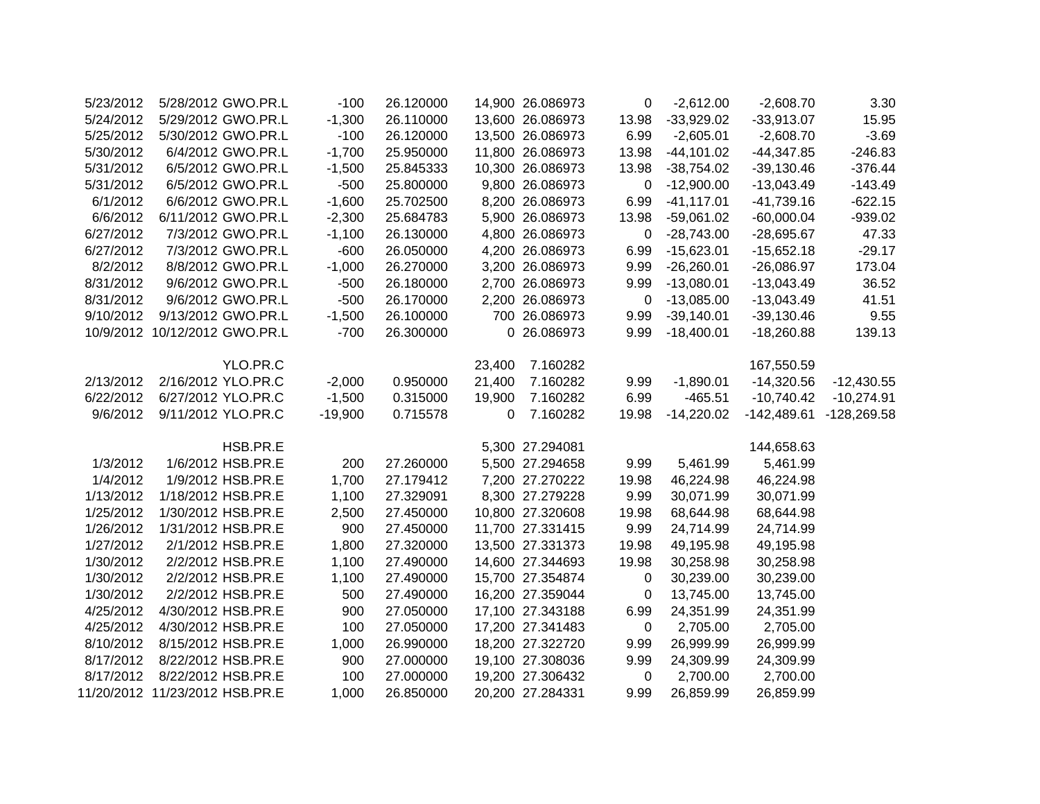| | | | | | | | | | | |
|---|---|---|---|---|---|---|---|---|---|---|
| 5/23/2012 | 5/28/2012 | GWO.PR.L | -100 | 26.120000 | 14,900 | 26.086973 | 0 | -2,612.00 | -2,608.70 | 3.30 |
| 5/24/2012 | 5/29/2012 | GWO.PR.L | -1,300 | 26.110000 | 13,600 | 26.086973 | 13.98 | -33,929.02 | -33,913.07 | 15.95 |
| 5/25/2012 | 5/30/2012 | GWO.PR.L | -100 | 26.120000 | 13,500 | 26.086973 | 6.99 | -2,605.01 | -2,608.70 | -3.69 |
| 5/30/2012 | 6/4/2012 | GWO.PR.L | -1,700 | 25.950000 | 11,800 | 26.086973 | 13.98 | -44,101.02 | -44,347.85 | -246.83 |
| 5/31/2012 | 6/5/2012 | GWO.PR.L | -1,500 | 25.845333 | 10,300 | 26.086973 | 13.98 | -38,754.02 | -39,130.46 | -376.44 |
| 5/31/2012 | 6/5/2012 | GWO.PR.L | -500 | 25.800000 | 9,800 | 26.086973 | 0 | -12,900.00 | -13,043.49 | -143.49 |
| 6/1/2012 | 6/6/2012 | GWO.PR.L | -1,600 | 25.702500 | 8,200 | 26.086973 | 6.99 | -41,117.01 | -41,739.16 | -622.15 |
| 6/6/2012 | 6/11/2012 | GWO.PR.L | -2,300 | 25.684783 | 5,900 | 26.086973 | 13.98 | -59,061.02 | -60,000.04 | -939.02 |
| 6/27/2012 | 7/3/2012 | GWO.PR.L | -1,100 | 26.130000 | 4,800 | 26.086973 | 0 | -28,743.00 | -28,695.67 | 47.33 |
| 6/27/2012 | 7/3/2012 | GWO.PR.L | -600 | 26.050000 | 4,200 | 26.086973 | 6.99 | -15,623.01 | -15,652.18 | -29.17 |
| 8/2/2012 | 8/8/2012 | GWO.PR.L | -1,000 | 26.270000 | 3,200 | 26.086973 | 9.99 | -26,260.01 | -26,086.97 | 173.04 |
| 8/31/2012 | 9/6/2012 | GWO.PR.L | -500 | 26.180000 | 2,700 | 26.086973 | 9.99 | -13,080.01 | -13,043.49 | 36.52 |
| 8/31/2012 | 9/6/2012 | GWO.PR.L | -500 | 26.170000 | 2,200 | 26.086973 | 0 | -13,085.00 | -13,043.49 | 41.51 |
| 9/10/2012 | 9/13/2012 | GWO.PR.L | -1,500 | 26.100000 | 700 | 26.086973 | 9.99 | -39,140.01 | -39,130.46 | 9.55 |
| 10/9/2012 | 10/12/2012 | GWO.PR.L | -700 | 26.300000 | 0 | 26.086973 | 9.99 | -18,400.01 | -18,260.88 | 139.13 |
| | | | | | | | | | | |
| | | YLO.PR.C | | | 23,400 | 7.160282 | | | 167,550.59 | |
| 2/13/2012 | 2/16/2012 | YLO.PR.C | -2,000 | 0.950000 | 21,400 | 7.160282 | 9.99 | -1,890.01 | -14,320.56 | -12,430.55 |
| 6/22/2012 | 6/27/2012 | YLO.PR.C | -1,500 | 0.315000 | 19,900 | 7.160282 | 6.99 | -465.51 | -10,740.42 | -10,274.91 |
| 9/6/2012 | 9/11/2012 | YLO.PR.C | -19,900 | 0.715578 | 0 | 7.160282 | 19.98 | -14,220.02 | -142,489.61 | -128,269.58 |
| | | | | | | | | | | |
| | | HSB.PR.E | | | 5,300 | 27.294081 | | | 144,658.63 | |
| 1/3/2012 | 1/6/2012 | HSB.PR.E | 200 | 27.260000 | 5,500 | 27.294658 | 9.99 | 5,461.99 | 5,461.99 | |
| 1/4/2012 | 1/9/2012 | HSB.PR.E | 1,700 | 27.179412 | 7,200 | 27.270222 | 19.98 | 46,224.98 | 46,224.98 | |
| 1/13/2012 | 1/18/2012 | HSB.PR.E | 1,100 | 27.329091 | 8,300 | 27.279228 | 9.99 | 30,071.99 | 30,071.99 | |
| 1/25/2012 | 1/30/2012 | HSB.PR.E | 2,500 | 27.450000 | 10,800 | 27.320608 | 19.98 | 68,644.98 | 68,644.98 | |
| 1/26/2012 | 1/31/2012 | HSB.PR.E | 900 | 27.450000 | 11,700 | 27.331415 | 9.99 | 24,714.99 | 24,714.99 | |
| 1/27/2012 | 2/1/2012 | HSB.PR.E | 1,800 | 27.320000 | 13,500 | 27.331373 | 19.98 | 49,195.98 | 49,195.98 | |
| 1/30/2012 | 2/2/2012 | HSB.PR.E | 1,100 | 27.490000 | 14,600 | 27.344693 | 19.98 | 30,258.98 | 30,258.98 | |
| 1/30/2012 | 2/2/2012 | HSB.PR.E | 1,100 | 27.490000 | 15,700 | 27.354874 | 0 | 30,239.00 | 30,239.00 | |
| 1/30/2012 | 2/2/2012 | HSB.PR.E | 500 | 27.490000 | 16,200 | 27.359044 | 0 | 13,745.00 | 13,745.00 | |
| 4/25/2012 | 4/30/2012 | HSB.PR.E | 900 | 27.050000 | 17,100 | 27.343188 | 6.99 | 24,351.99 | 24,351.99 | |
| 4/25/2012 | 4/30/2012 | HSB.PR.E | 100 | 27.050000 | 17,200 | 27.341483 | 0 | 2,705.00 | 2,705.00 | |
| 8/10/2012 | 8/15/2012 | HSB.PR.E | 1,000 | 26.990000 | 18,200 | 27.322720 | 9.99 | 26,999.99 | 26,999.99 | |
| 8/17/2012 | 8/22/2012 | HSB.PR.E | 900 | 27.000000 | 19,100 | 27.308036 | 9.99 | 24,309.99 | 24,309.99 | |
| 8/17/2012 | 8/22/2012 | HSB.PR.E | 100 | 27.000000 | 19,200 | 27.306432 | 0 | 2,700.00 | 2,700.00 | |
| 11/20/2012 | 11/23/2012 | HSB.PR.E | 1,000 | 26.850000 | 20,200 | 27.284331 | 9.99 | 26,859.99 | 26,859.99 | |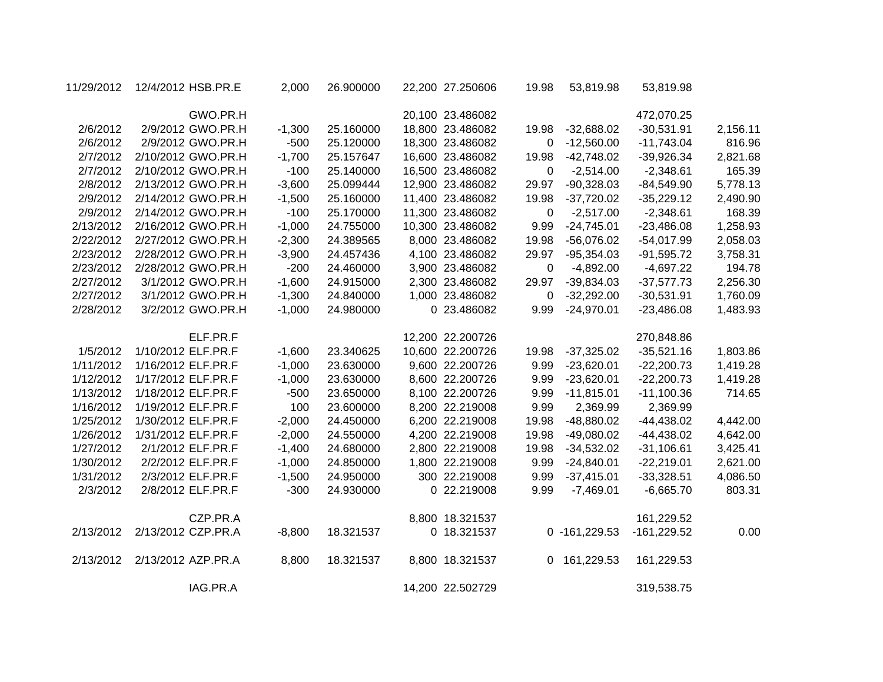| | | | | | | | | | | |
|---|---|---|---|---|---|---|---|---|---|---|
| 11/29/2012 | 12/4/2012 | HSB.PR.E | 2,000 | 26.900000 | 22,200 | 27.250606 | 19.98 | 53,819.98 | 53,819.98 | |
| | | | | | | | | | | |
| | | GWO.PR.H | | | 20,100 | 23.486082 | | | 472,070.25 | |
| 2/6/2012 | 2/9/2012 | GWO.PR.H | -1,300 | 25.160000 | 18,800 | 23.486082 | 19.98 | -32,688.02 | -30,531.91 | 2,156.11 |
| 2/6/2012 | 2/9/2012 | GWO.PR.H | -500 | 25.120000 | 18,300 | 23.486082 | 0 | -12,560.00 | -11,743.04 | 816.96 |
| 2/7/2012 | 2/10/2012 | GWO.PR.H | -1,700 | 25.157647 | 16,600 | 23.486082 | 19.98 | -42,748.02 | -39,926.34 | 2,821.68 |
| 2/7/2012 | 2/10/2012 | GWO.PR.H | -100 | 25.140000 | 16,500 | 23.486082 | 0 | -2,514.00 | -2,348.61 | 165.39 |
| 2/8/2012 | 2/13/2012 | GWO.PR.H | -3,600 | 25.099444 | 12,900 | 23.486082 | 29.97 | -90,328.03 | -84,549.90 | 5,778.13 |
| 2/9/2012 | 2/14/2012 | GWO.PR.H | -1,500 | 25.160000 | 11,400 | 23.486082 | 19.98 | -37,720.02 | -35,229.12 | 2,490.90 |
| 2/9/2012 | 2/14/2012 | GWO.PR.H | -100 | 25.170000 | 11,300 | 23.486082 | 0 | -2,517.00 | -2,348.61 | 168.39 |
| 2/13/2012 | 2/16/2012 | GWO.PR.H | -1,000 | 24.755000 | 10,300 | 23.486082 | 9.99 | -24,745.01 | -23,486.08 | 1,258.93 |
| 2/22/2012 | 2/27/2012 | GWO.PR.H | -2,300 | 24.389565 | 8,000 | 23.486082 | 19.98 | -56,076.02 | -54,017.99 | 2,058.03 |
| 2/23/2012 | 2/28/2012 | GWO.PR.H | -3,900 | 24.457436 | 4,100 | 23.486082 | 29.97 | -95,354.03 | -91,595.72 | 3,758.31 |
| 2/23/2012 | 2/28/2012 | GWO.PR.H | -200 | 24.460000 | 3,900 | 23.486082 | 0 | -4,892.00 | -4,697.22 | 194.78 |
| 2/27/2012 | 3/1/2012 | GWO.PR.H | -1,600 | 24.915000 | 2,300 | 23.486082 | 29.97 | -39,834.03 | -37,577.73 | 2,256.30 |
| 2/27/2012 | 3/1/2012 | GWO.PR.H | -1,300 | 24.840000 | 1,000 | 23.486082 | 0 | -32,292.00 | -30,531.91 | 1,760.09 |
| 2/28/2012 | 3/2/2012 | GWO.PR.H | -1,000 | 24.980000 | 0 | 23.486082 | 9.99 | -24,970.01 | -23,486.08 | 1,483.93 |
| | | | | | | | | | | |
| | | ELF.PR.F | | | 12,200 | 22.200726 | | | 270,848.86 | |
| 1/5/2012 | 1/10/2012 | ELF.PR.F | -1,600 | 23.340625 | 10,600 | 22.200726 | 19.98 | -37,325.02 | -35,521.16 | 1,803.86 |
| 1/11/2012 | 1/16/2012 | ELF.PR.F | -1,000 | 23.630000 | 9,600 | 22.200726 | 9.99 | -23,620.01 | -22,200.73 | 1,419.28 |
| 1/12/2012 | 1/17/2012 | ELF.PR.F | -1,000 | 23.630000 | 8,600 | 22.200726 | 9.99 | -23,620.01 | -22,200.73 | 1,419.28 |
| 1/13/2012 | 1/18/2012 | ELF.PR.F | -500 | 23.650000 | 8,100 | 22.200726 | 9.99 | -11,815.01 | -11,100.36 | 714.65 |
| 1/16/2012 | 1/19/2012 | ELF.PR.F | 100 | 23.600000 | 8,200 | 22.219008 | 9.99 | 2,369.99 | 2,369.99 | |
| 1/25/2012 | 1/30/2012 | ELF.PR.F | -2,000 | 24.450000 | 6,200 | 22.219008 | 19.98 | -48,880.02 | -44,438.02 | 4,442.00 |
| 1/26/2012 | 1/31/2012 | ELF.PR.F | -2,000 | 24.550000 | 4,200 | 22.219008 | 19.98 | -49,080.02 | -44,438.02 | 4,642.00 |
| 1/27/2012 | 2/1/2012 | ELF.PR.F | -1,400 | 24.680000 | 2,800 | 22.219008 | 19.98 | -34,532.02 | -31,106.61 | 3,425.41 |
| 1/30/2012 | 2/2/2012 | ELF.PR.F | -1,000 | 24.850000 | 1,800 | 22.219008 | 9.99 | -24,840.01 | -22,219.01 | 2,621.00 |
| 1/31/2012 | 2/3/2012 | ELF.PR.F | -1,500 | 24.950000 | 300 | 22.219008 | 9.99 | -37,415.01 | -33,328.51 | 4,086.50 |
| 2/3/2012 | 2/8/2012 | ELF.PR.F | -300 | 24.930000 | 0 | 22.219008 | 9.99 | -7,469.01 | -6,665.70 | 803.31 |
| | | | | | | | | | | |
| | | CZP.PR.A | | | 8,800 | 18.321537 | | | 161,229.52 | |
| 2/13/2012 | 2/13/2012 | CZP.PR.A | -8,800 | 18.321537 | 0 | 18.321537 | 0 | -161,229.53 | -161,229.52 | 0.00 |
| | | | | | | | | | | |
| 2/13/2012 | 2/13/2012 | AZP.PR.A | 8,800 | 18.321537 | 8,800 | 18.321537 | 0 | 161,229.53 | 161,229.53 | |
| | | | | | | | | | | |
| | | IAG.PR.A | | | 14,200 | 22.502729 | | | 319,538.75 | |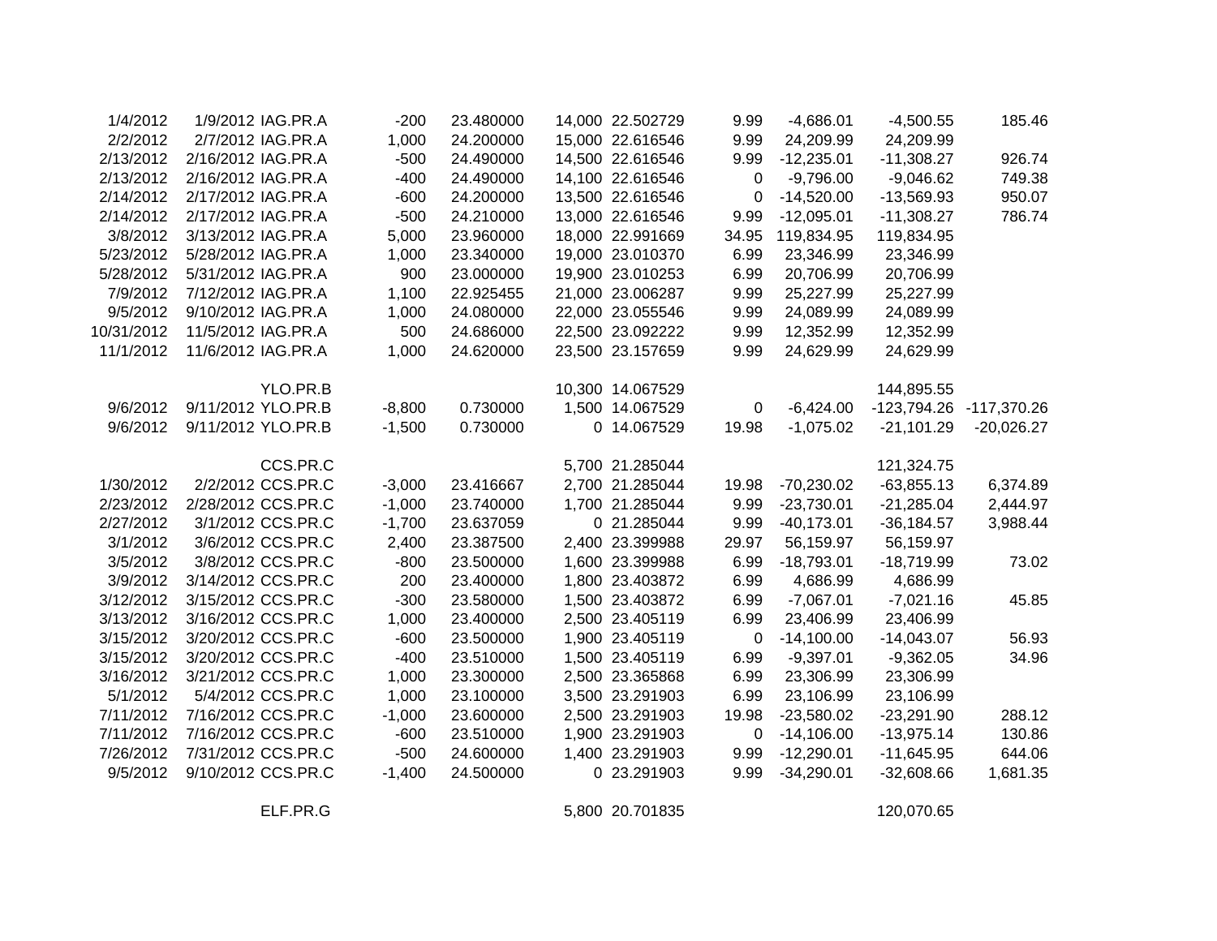| | | | | | | | | | | |
|---|---|---|---|---|---|---|---|---|---|---|
| 1/4/2012 | 1/9/2012 | IAG.PR.A | -200 | 23.480000 | 14,000 | 22.502729 | 9.99 | -4,686.01 | -4,500.55 | 185.46 |
| 2/2/2012 | 2/7/2012 | IAG.PR.A | 1,000 | 24.200000 | 15,000 | 22.616546 | 9.99 | 24,209.99 | 24,209.99 | |
| 2/13/2012 | 2/16/2012 | IAG.PR.A | -500 | 24.490000 | 14,500 | 22.616546 | 9.99 | -12,235.01 | -11,308.27 | 926.74 |
| 2/13/2012 | 2/16/2012 | IAG.PR.A | -400 | 24.490000 | 14,100 | 22.616546 | 0 | -9,796.00 | -9,046.62 | 749.38 |
| 2/14/2012 | 2/17/2012 | IAG.PR.A | -600 | 24.200000 | 13,500 | 22.616546 | 0 | -14,520.00 | -13,569.93 | 950.07 |
| 2/14/2012 | 2/17/2012 | IAG.PR.A | -500 | 24.210000 | 13,000 | 22.616546 | 9.99 | -12,095.01 | -11,308.27 | 786.74 |
| 3/8/2012 | 3/13/2012 | IAG.PR.A | 5,000 | 23.960000 | 18,000 | 22.991669 | 34.95 | 119,834.95 | 119,834.95 | |
| 5/23/2012 | 5/28/2012 | IAG.PR.A | 1,000 | 23.340000 | 19,000 | 23.010370 | 6.99 | 23,346.99 | 23,346.99 | |
| 5/28/2012 | 5/31/2012 | IAG.PR.A | 900 | 23.000000 | 19,900 | 23.010253 | 6.99 | 20,706.99 | 20,706.99 | |
| 7/9/2012 | 7/12/2012 | IAG.PR.A | 1,100 | 22.925455 | 21,000 | 23.006287 | 9.99 | 25,227.99 | 25,227.99 | |
| 9/5/2012 | 9/10/2012 | IAG.PR.A | 1,000 | 24.080000 | 22,000 | 23.055546 | 9.99 | 24,089.99 | 24,089.99 | |
| 10/31/2012 | 11/5/2012 | IAG.PR.A | 500 | 24.686000 | 22,500 | 23.092222 | 9.99 | 12,352.99 | 12,352.99 | |
| 11/1/2012 | 11/6/2012 | IAG.PR.A | 1,000 | 24.620000 | 23,500 | 23.157659 | 9.99 | 24,629.99 | 24,629.99 | |
| | | | | | | | | | | |
| | | YLO.PR.B | | | 10,300 | 14.067529 | | | 144,895.55 | |
| 9/6/2012 | 9/11/2012 | YLO.PR.B | -8,800 | 0.730000 | 1,500 | 14.067529 | 0 | -6,424.00 | -123,794.26 | -117,370.26 |
| 9/6/2012 | 9/11/2012 | YLO.PR.B | -1,500 | 0.730000 | 0 | 14.067529 | 19.98 | -1,075.02 | -21,101.29 | -20,026.27 |
| | | | | | | | | | | |
| | | CCS.PR.C | | | 5,700 | 21.285044 | | | 121,324.75 | |
| 1/30/2012 | 2/2/2012 | CCS.PR.C | -3,000 | 23.416667 | 2,700 | 21.285044 | 19.98 | -70,230.02 | -63,855.13 | 6,374.89 |
| 2/23/2012 | 2/28/2012 | CCS.PR.C | -1,000 | 23.740000 | 1,700 | 21.285044 | 9.99 | -23,730.01 | -21,285.04 | 2,444.97 |
| 2/27/2012 | 3/1/2012 | CCS.PR.C | -1,700 | 23.637059 | 0 | 21.285044 | 9.99 | -40,173.01 | -36,184.57 | 3,988.44 |
| 3/1/2012 | 3/6/2012 | CCS.PR.C | 2,400 | 23.387500 | 2,400 | 23.399988 | 29.97 | 56,159.97 | 56,159.97 | |
| 3/5/2012 | 3/8/2012 | CCS.PR.C | -800 | 23.500000 | 1,600 | 23.399988 | 6.99 | -18,793.01 | -18,719.99 | 73.02 |
| 3/9/2012 | 3/14/2012 | CCS.PR.C | 200 | 23.400000 | 1,800 | 23.403872 | 6.99 | 4,686.99 | 4,686.99 | |
| 3/12/2012 | 3/15/2012 | CCS.PR.C | -300 | 23.580000 | 1,500 | 23.403872 | 6.99 | -7,067.01 | -7,021.16 | 45.85 |
| 3/13/2012 | 3/16/2012 | CCS.PR.C | 1,000 | 23.400000 | 2,500 | 23.405119 | 6.99 | 23,406.99 | 23,406.99 | |
| 3/15/2012 | 3/20/2012 | CCS.PR.C | -600 | 23.500000 | 1,900 | 23.405119 | 0 | -14,100.00 | -14,043.07 | 56.93 |
| 3/15/2012 | 3/20/2012 | CCS.PR.C | -400 | 23.510000 | 1,500 | 23.405119 | 6.99 | -9,397.01 | -9,362.05 | 34.96 |
| 3/16/2012 | 3/21/2012 | CCS.PR.C | 1,000 | 23.300000 | 2,500 | 23.365868 | 6.99 | 23,306.99 | 23,306.99 | |
| 5/1/2012 | 5/4/2012 | CCS.PR.C | 1,000 | 23.100000 | 3,500 | 23.291903 | 6.99 | 23,106.99 | 23,106.99 | |
| 7/11/2012 | 7/16/2012 | CCS.PR.C | -1,000 | 23.600000 | 2,500 | 23.291903 | 19.98 | -23,580.02 | -23,291.90 | 288.12 |
| 7/11/2012 | 7/16/2012 | CCS.PR.C | -600 | 23.510000 | 1,900 | 23.291903 | 0 | -14,106.00 | -13,975.14 | 130.86 |
| 7/26/2012 | 7/31/2012 | CCS.PR.C | -500 | 24.600000 | 1,400 | 23.291903 | 9.99 | -12,290.01 | -11,645.95 | 644.06 |
| 9/5/2012 | 9/10/2012 | CCS.PR.C | -1,400 | 24.500000 | 0 | 23.291903 | 9.99 | -34,290.01 | -32,608.66 | 1,681.35 |
| | | | | | | | | | | |
| | | ELF.PR.G | | | 5,800 | 20.701835 | | | 120,070.65 | |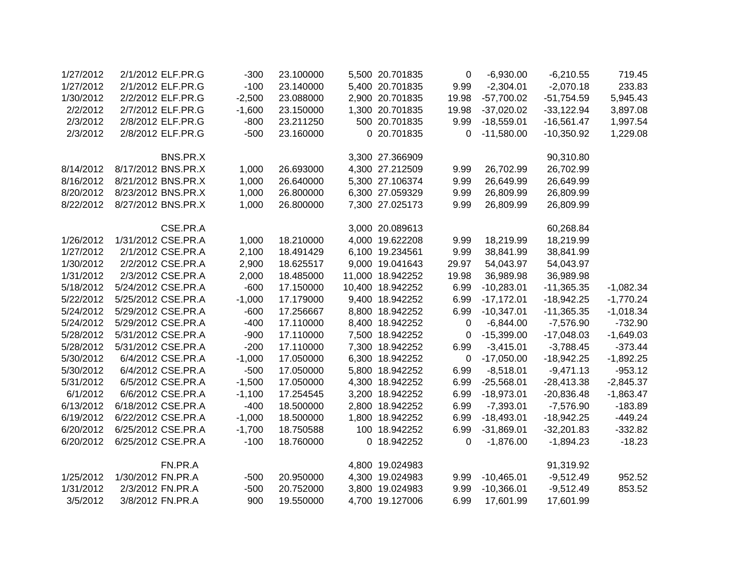| | | | | | | | | | | |
|---|---|---|---|---|---|---|---|---|---|---|
| 1/27/2012 | 2/1/2012 | ELF.PR.G | -300 | 23.100000 | 5,500 | 20.701835 | 0 | -6,930.00 | -6,210.55 | 719.45 |
| 1/27/2012 | 2/1/2012 | ELF.PR.G | -100 | 23.140000 | 5,400 | 20.701835 | 9.99 | -2,304.01 | -2,070.18 | 233.83 |
| 1/30/2012 | 2/2/2012 | ELF.PR.G | -2,500 | 23.088000 | 2,900 | 20.701835 | 19.98 | -57,700.02 | -51,754.59 | 5,945.43 |
| 2/2/2012 | 2/7/2012 | ELF.PR.G | -1,600 | 23.150000 | 1,300 | 20.701835 | 19.98 | -37,020.02 | -33,122.94 | 3,897.08 |
| 2/3/2012 | 2/8/2012 | ELF.PR.G | -800 | 23.211250 | 500 | 20.701835 | 9.99 | -18,559.01 | -16,561.47 | 1,997.54 |
| 2/3/2012 | 2/8/2012 | ELF.PR.G | -500 | 23.160000 | 0 | 20.701835 | 0 | -11,580.00 | -10,350.92 | 1,229.08 |
| | | | | | | | | | | |
| | | BNS.PR.X | | | 3,300 | 27.366909 | | | 90,310.80 | |
| 8/14/2012 | 8/17/2012 | BNS.PR.X | 1,000 | 26.693000 | 4,300 | 27.212509 | 9.99 | 26,702.99 | 26,702.99 | |
| 8/16/2012 | 8/21/2012 | BNS.PR.X | 1,000 | 26.640000 | 5,300 | 27.106374 | 9.99 | 26,649.99 | 26,649.99 | |
| 8/20/2012 | 8/23/2012 | BNS.PR.X | 1,000 | 26.800000 | 6,300 | 27.059329 | 9.99 | 26,809.99 | 26,809.99 | |
| 8/22/2012 | 8/27/2012 | BNS.PR.X | 1,000 | 26.800000 | 7,300 | 27.025173 | 9.99 | 26,809.99 | 26,809.99 | |
| | | | | | | | | | | |
| | | CSE.PR.A | | | 3,000 | 20.089613 | | | 60,268.84 | |
| 1/26/2012 | 1/31/2012 | CSE.PR.A | 1,000 | 18.210000 | 4,000 | 19.622208 | 9.99 | 18,219.99 | 18,219.99 | |
| 1/27/2012 | 2/1/2012 | CSE.PR.A | 2,100 | 18.491429 | 6,100 | 19.234561 | 9.99 | 38,841.99 | 38,841.99 | |
| 1/30/2012 | 2/2/2012 | CSE.PR.A | 2,900 | 18.625517 | 9,000 | 19.041643 | 29.97 | 54,043.97 | 54,043.97 | |
| 1/31/2012 | 2/3/2012 | CSE.PR.A | 2,000 | 18.485000 | 11,000 | 18.942252 | 19.98 | 36,989.98 | 36,989.98 | |
| 5/18/2012 | 5/24/2012 | CSE.PR.A | -600 | 17.150000 | 10,400 | 18.942252 | 6.99 | -10,283.01 | -11,365.35 | -1,082.34 |
| 5/22/2012 | 5/25/2012 | CSE.PR.A | -1,000 | 17.179000 | 9,400 | 18.942252 | 6.99 | -17,172.01 | -18,942.25 | -1,770.24 |
| 5/24/2012 | 5/29/2012 | CSE.PR.A | -600 | 17.256667 | 8,800 | 18.942252 | 6.99 | -10,347.01 | -11,365.35 | -1,018.34 |
| 5/24/2012 | 5/29/2012 | CSE.PR.A | -400 | 17.110000 | 8,400 | 18.942252 | 0 | -6,844.00 | -7,576.90 | -732.90 |
| 5/28/2012 | 5/31/2012 | CSE.PR.A | -900 | 17.110000 | 7,500 | 18.942252 | 0 | -15,399.00 | -17,048.03 | -1,649.03 |
| 5/28/2012 | 5/31/2012 | CSE.PR.A | -200 | 17.110000 | 7,300 | 18.942252 | 6.99 | -3,415.01 | -3,788.45 | -373.44 |
| 5/30/2012 | 6/4/2012 | CSE.PR.A | -1,000 | 17.050000 | 6,300 | 18.942252 | 0 | -17,050.00 | -18,942.25 | -1,892.25 |
| 5/30/2012 | 6/4/2012 | CSE.PR.A | -500 | 17.050000 | 5,800 | 18.942252 | 6.99 | -8,518.01 | -9,471.13 | -953.12 |
| 5/31/2012 | 6/5/2012 | CSE.PR.A | -1,500 | 17.050000 | 4,300 | 18.942252 | 6.99 | -25,568.01 | -28,413.38 | -2,845.37 |
| 6/1/2012 | 6/6/2012 | CSE.PR.A | -1,100 | 17.254545 | 3,200 | 18.942252 | 6.99 | -18,973.01 | -20,836.48 | -1,863.47 |
| 6/13/2012 | 6/18/2012 | CSE.PR.A | -400 | 18.500000 | 2,800 | 18.942252 | 6.99 | -7,393.01 | -7,576.90 | -183.89 |
| 6/19/2012 | 6/22/2012 | CSE.PR.A | -1,000 | 18.500000 | 1,800 | 18.942252 | 6.99 | -18,493.01 | -18,942.25 | -449.24 |
| 6/20/2012 | 6/25/2012 | CSE.PR.A | -1,700 | 18.750588 | 100 | 18.942252 | 6.99 | -31,869.01 | -32,201.83 | -332.82 |
| 6/20/2012 | 6/25/2012 | CSE.PR.A | -100 | 18.760000 | 0 | 18.942252 | 0 | -1,876.00 | -1,894.23 | -18.23 |
| | | | | | | | | | | |
| | | FN.PR.A | | | 4,800 | 19.024983 | | | 91,319.92 | |
| 1/25/2012 | 1/30/2012 | FN.PR.A | -500 | 20.950000 | 4,300 | 19.024983 | 9.99 | -10,465.01 | -9,512.49 | 952.52 |
| 1/31/2012 | 2/3/2012 | FN.PR.A | -500 | 20.752000 | 3,800 | 19.024983 | 9.99 | -10,366.01 | -9,512.49 | 853.52 |
| 3/5/2012 | 3/8/2012 | FN.PR.A | 900 | 19.550000 | 4,700 | 19.127006 | 6.99 | 17,601.99 | 17,601.99 | |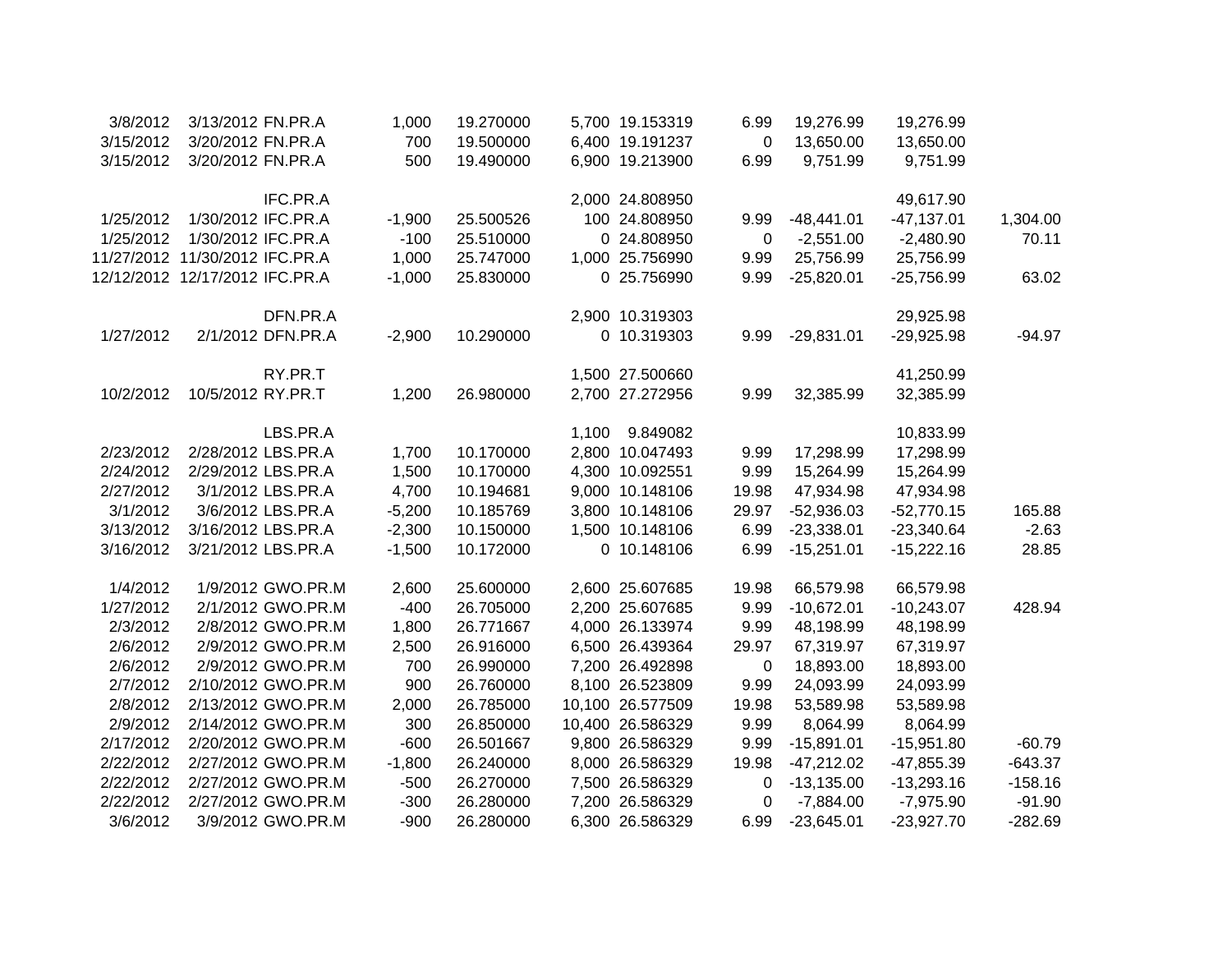| | | | | | | | | | | |
|---|---|---|---|---|---|---|---|---|---|---|
| 3/8/2012 | 3/13/2012 | FN.PR.A | 1,000 | 19.270000 | 5,700 | 19.153319 | 6.99 | 19,276.99 | 19,276.99 | |
| 3/15/2012 | 3/20/2012 | FN.PR.A | 700 | 19.500000 | 6,400 | 19.191237 | 0 | 13,650.00 | 13,650.00 | |
| 3/15/2012 | 3/20/2012 | FN.PR.A | 500 | 19.490000 | 6,900 | 19.213900 | 6.99 | 9,751.99 | 9,751.99 | |
| | | | | | | | | | | |
| | | IFC.PR.A | | | 2,000 | 24.808950 | | | 49,617.90 | |
| 1/25/2012 | 1/30/2012 | IFC.PR.A | -1,900 | 25.500526 | 100 | 24.808950 | 9.99 | -48,441.01 | -47,137.01 | 1,304.00 |
| 1/25/2012 | 1/30/2012 | IFC.PR.A | -100 | 25.510000 | 0 | 24.808950 | 0 | -2,551.00 | -2,480.90 | 70.11 |
| 11/27/2012 | 11/30/2012 | IFC.PR.A | 1,000 | 25.747000 | 1,000 | 25.756990 | 9.99 | 25,756.99 | 25,756.99 | |
| 12/12/2012 | 12/17/2012 | IFC.PR.A | -1,000 | 25.830000 | 0 | 25.756990 | 9.99 | -25,820.01 | -25,756.99 | 63.02 |
| | | | | | | | | | | |
| | | DFN.PR.A | | | 2,900 | 10.319303 | | | 29,925.98 | |
| 1/27/2012 | 2/1/2012 | DFN.PR.A | -2,900 | 10.290000 | 0 | 10.319303 | 9.99 | -29,831.01 | -29,925.98 | -94.97 |
| | | | | | | | | | | |
| | | RY.PR.T | | | 1,500 | 27.500660 | | | 41,250.99 | |
| 10/2/2012 | 10/5/2012 | RY.PR.T | 1,200 | 26.980000 | 2,700 | 27.272956 | 9.99 | 32,385.99 | 32,385.99 | |
| | | | | | | | | | | |
| | | LBS.PR.A | | | 1,100 | 9.849082 | | | 10,833.99 | |
| 2/23/2012 | 2/28/2012 | LBS.PR.A | 1,700 | 10.170000 | 2,800 | 10.047493 | 9.99 | 17,298.99 | 17,298.99 | |
| 2/24/2012 | 2/29/2012 | LBS.PR.A | 1,500 | 10.170000 | 4,300 | 10.092551 | 9.99 | 15,264.99 | 15,264.99 | |
| 2/27/2012 | 3/1/2012 | LBS.PR.A | 4,700 | 10.194681 | 9,000 | 10.148106 | 19.98 | 47,934.98 | 47,934.98 | |
| 3/1/2012 | 3/6/2012 | LBS.PR.A | -5,200 | 10.185769 | 3,800 | 10.148106 | 29.97 | -52,936.03 | -52,770.15 | 165.88 |
| 3/13/2012 | 3/16/2012 | LBS.PR.A | -2,300 | 10.150000 | 1,500 | 10.148106 | 6.99 | -23,338.01 | -23,340.64 | -2.63 |
| 3/16/2012 | 3/21/2012 | LBS.PR.A | -1,500 | 10.172000 | 0 | 10.148106 | 6.99 | -15,251.01 | -15,222.16 | 28.85 |
| | | | | | | | | | | |
| 1/4/2012 | 1/9/2012 | GWO.PR.M | 2,600 | 25.600000 | 2,600 | 25.607685 | 19.98 | 66,579.98 | 66,579.98 | |
| 1/27/2012 | 2/1/2012 | GWO.PR.M | -400 | 26.705000 | 2,200 | 25.607685 | 9.99 | -10,672.01 | -10,243.07 | 428.94 |
| 2/3/2012 | 2/8/2012 | GWO.PR.M | 1,800 | 26.771667 | 4,000 | 26.133974 | 9.99 | 48,198.99 | 48,198.99 | |
| 2/6/2012 | 2/9/2012 | GWO.PR.M | 2,500 | 26.916000 | 6,500 | 26.439364 | 29.97 | 67,319.97 | 67,319.97 | |
| 2/6/2012 | 2/9/2012 | GWO.PR.M | 700 | 26.990000 | 7,200 | 26.492898 | 0 | 18,893.00 | 18,893.00 | |
| 2/7/2012 | 2/10/2012 | GWO.PR.M | 900 | 26.760000 | 8,100 | 26.523809 | 9.99 | 24,093.99 | 24,093.99 | |
| 2/8/2012 | 2/13/2012 | GWO.PR.M | 2,000 | 26.785000 | 10,100 | 26.577509 | 19.98 | 53,589.98 | 53,589.98 | |
| 2/9/2012 | 2/14/2012 | GWO.PR.M | 300 | 26.850000 | 10,400 | 26.586329 | 9.99 | 8,064.99 | 8,064.99 | |
| 2/17/2012 | 2/20/2012 | GWO.PR.M | -600 | 26.501667 | 9,800 | 26.586329 | 9.99 | -15,891.01 | -15,951.80 | -60.79 |
| 2/22/2012 | 2/27/2012 | GWO.PR.M | -1,800 | 26.240000 | 8,000 | 26.586329 | 19.98 | -47,212.02 | -47,855.39 | -643.37 |
| 2/22/2012 | 2/27/2012 | GWO.PR.M | -500 | 26.270000 | 7,500 | 26.586329 | 0 | -13,135.00 | -13,293.16 | -158.16 |
| 2/22/2012 | 2/27/2012 | GWO.PR.M | -300 | 26.280000 | 7,200 | 26.586329 | 0 | -7,884.00 | -7,975.90 | -91.90 |
| 3/6/2012 | 3/9/2012 | GWO.PR.M | -900 | 26.280000 | 6,300 | 26.586329 | 6.99 | -23,645.01 | -23,927.70 | -282.69 |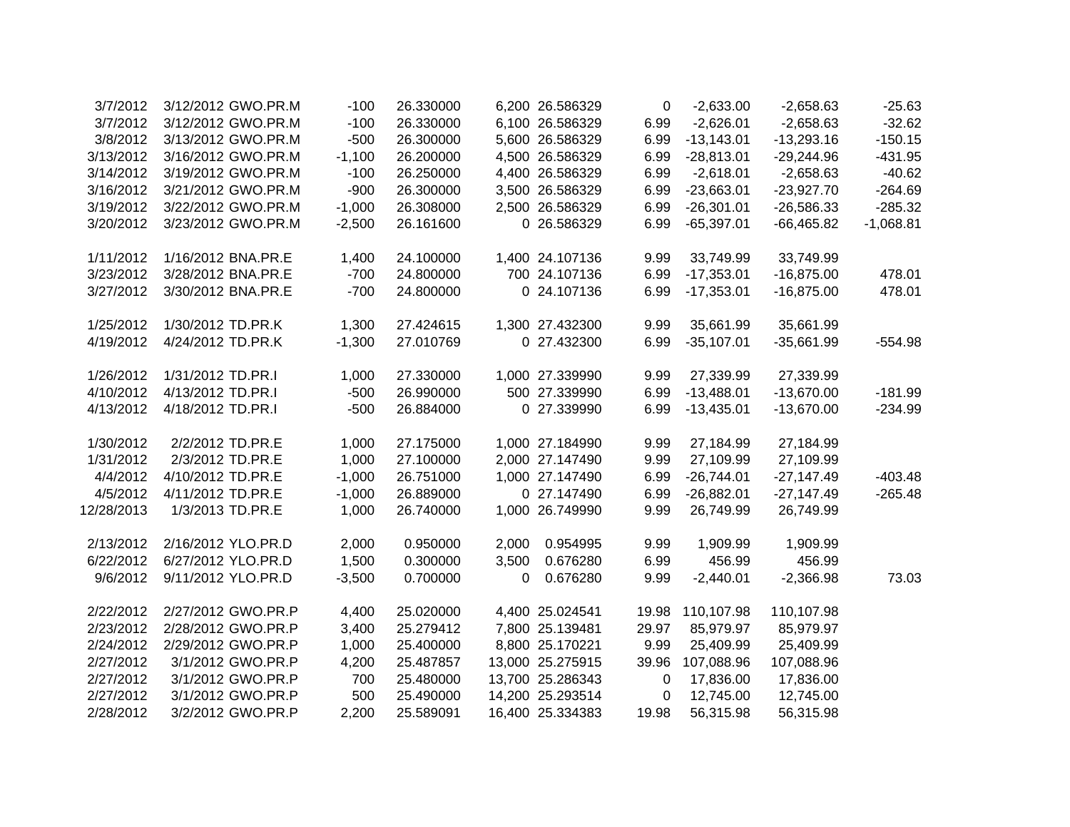| | | | | | | | | | | |
|---|---|---|---|---|---|---|---|---|---|---|
| 3/7/2012 | 3/12/2012 | GWO.PR.M | -100 | 26.330000 | 6,200 | 26.586329 | 0 | -2,633.00 | -2,658.63 | -25.63 |
| 3/7/2012 | 3/12/2012 | GWO.PR.M | -100 | 26.330000 | 6,100 | 26.586329 | 6.99 | -2,626.01 | -2,658.63 | -32.62 |
| 3/8/2012 | 3/13/2012 | GWO.PR.M | -500 | 26.300000 | 5,600 | 26.586329 | 6.99 | -13,143.01 | -13,293.16 | -150.15 |
| 3/13/2012 | 3/16/2012 | GWO.PR.M | -1,100 | 26.200000 | 4,500 | 26.586329 | 6.99 | -28,813.01 | -29,244.96 | -431.95 |
| 3/14/2012 | 3/19/2012 | GWO.PR.M | -100 | 26.250000 | 4,400 | 26.586329 | 6.99 | -2,618.01 | -2,658.63 | -40.62 |
| 3/16/2012 | 3/21/2012 | GWO.PR.M | -900 | 26.300000 | 3,500 | 26.586329 | 6.99 | -23,663.01 | -23,927.70 | -264.69 |
| 3/19/2012 | 3/22/2012 | GWO.PR.M | -1,000 | 26.308000 | 2,500 | 26.586329 | 6.99 | -26,301.01 | -26,586.33 | -285.32 |
| 3/20/2012 | 3/23/2012 | GWO.PR.M | -2,500 | 26.161600 | 0 | 26.586329 | 6.99 | -65,397.01 | -66,465.82 | -1,068.81 |
| | | | | | | | | | | |
| 1/11/2012 | 1/16/2012 | BNA.PR.E | 1,400 | 24.100000 | 1,400 | 24.107136 | 9.99 | 33,749.99 | 33,749.99 | |
| 3/23/2012 | 3/28/2012 | BNA.PR.E | -700 | 24.800000 | 700 | 24.107136 | 6.99 | -17,353.01 | -16,875.00 | 478.01 |
| 3/27/2012 | 3/30/2012 | BNA.PR.E | -700 | 24.800000 | 0 | 24.107136 | 6.99 | -17,353.01 | -16,875.00 | 478.01 |
| | | | | | | | | | | |
| 1/25/2012 | 1/30/2012 | TD.PR.K | 1,300 | 27.424615 | 1,300 | 27.432300 | 9.99 | 35,661.99 | 35,661.99 | |
| 4/19/2012 | 4/24/2012 | TD.PR.K | -1,300 | 27.010769 | 0 | 27.432300 | 6.99 | -35,107.01 | -35,661.99 | -554.98 |
| | | | | | | | | | | |
| 1/26/2012 | 1/31/2012 | TD.PR.I | 1,000 | 27.330000 | 1,000 | 27.339990 | 9.99 | 27,339.99 | 27,339.99 | |
| 4/10/2012 | 4/13/2012 | TD.PR.I | -500 | 26.990000 | 500 | 27.339990 | 6.99 | -13,488.01 | -13,670.00 | -181.99 |
| 4/13/2012 | 4/18/2012 | TD.PR.I | -500 | 26.884000 | 0 | 27.339990 | 6.99 | -13,435.01 | -13,670.00 | -234.99 |
| | | | | | | | | | | |
| 1/30/2012 | 2/2/2012 | TD.PR.E | 1,000 | 27.175000 | 1,000 | 27.184990 | 9.99 | 27,184.99 | 27,184.99 | |
| 1/31/2012 | 2/3/2012 | TD.PR.E | 1,000 | 27.100000 | 2,000 | 27.147490 | 9.99 | 27,109.99 | 27,109.99 | |
| 4/4/2012 | 4/10/2012 | TD.PR.E | -1,000 | 26.751000 | 1,000 | 27.147490 | 6.99 | -26,744.01 | -27,147.49 | -403.48 |
| 4/5/2012 | 4/11/2012 | TD.PR.E | -1,000 | 26.889000 | 0 | 27.147490 | 6.99 | -26,882.01 | -27,147.49 | -265.48 |
| 12/28/2013 | 1/3/2013 | TD.PR.E | 1,000 | 26.740000 | 1,000 | 26.749990 | 9.99 | 26,749.99 | 26,749.99 | |
| | | | | | | | | | | |
| 2/13/2012 | 2/16/2012 | YLO.PR.D | 2,000 | 0.950000 | 2,000 | 0.954995 | 9.99 | 1,909.99 | 1,909.99 | |
| 6/22/2012 | 6/27/2012 | YLO.PR.D | 1,500 | 0.300000 | 3,500 | 0.676280 | 6.99 | 456.99 | 456.99 | |
| 9/6/2012 | 9/11/2012 | YLO.PR.D | -3,500 | 0.700000 | 0 | 0.676280 | 9.99 | -2,440.01 | -2,366.98 | 73.03 |
| | | | | | | | | | | |
| 2/22/2012 | 2/27/2012 | GWO.PR.P | 4,400 | 25.020000 | 4,400 | 25.024541 | 19.98 | 110,107.98 | 110,107.98 | |
| 2/23/2012 | 2/28/2012 | GWO.PR.P | 3,400 | 25.279412 | 7,800 | 25.139481 | 29.97 | 85,979.97 | 85,979.97 | |
| 2/24/2012 | 2/29/2012 | GWO.PR.P | 1,000 | 25.400000 | 8,800 | 25.170221 | 9.99 | 25,409.99 | 25,409.99 | |
| 2/27/2012 | 3/1/2012 | GWO.PR.P | 4,200 | 25.487857 | 13,000 | 25.275915 | 39.96 | 107,088.96 | 107,088.96 | |
| 2/27/2012 | 3/1/2012 | GWO.PR.P | 700 | 25.480000 | 13,700 | 25.286343 | 0 | 17,836.00 | 17,836.00 | |
| 2/27/2012 | 3/1/2012 | GWO.PR.P | 500 | 25.490000 | 14,200 | 25.293514 | 0 | 12,745.00 | 12,745.00 | |
| 2/28/2012 | 3/2/2012 | GWO.PR.P | 2,200 | 25.589091 | 16,400 | 25.334383 | 19.98 | 56,315.98 | 56,315.98 | |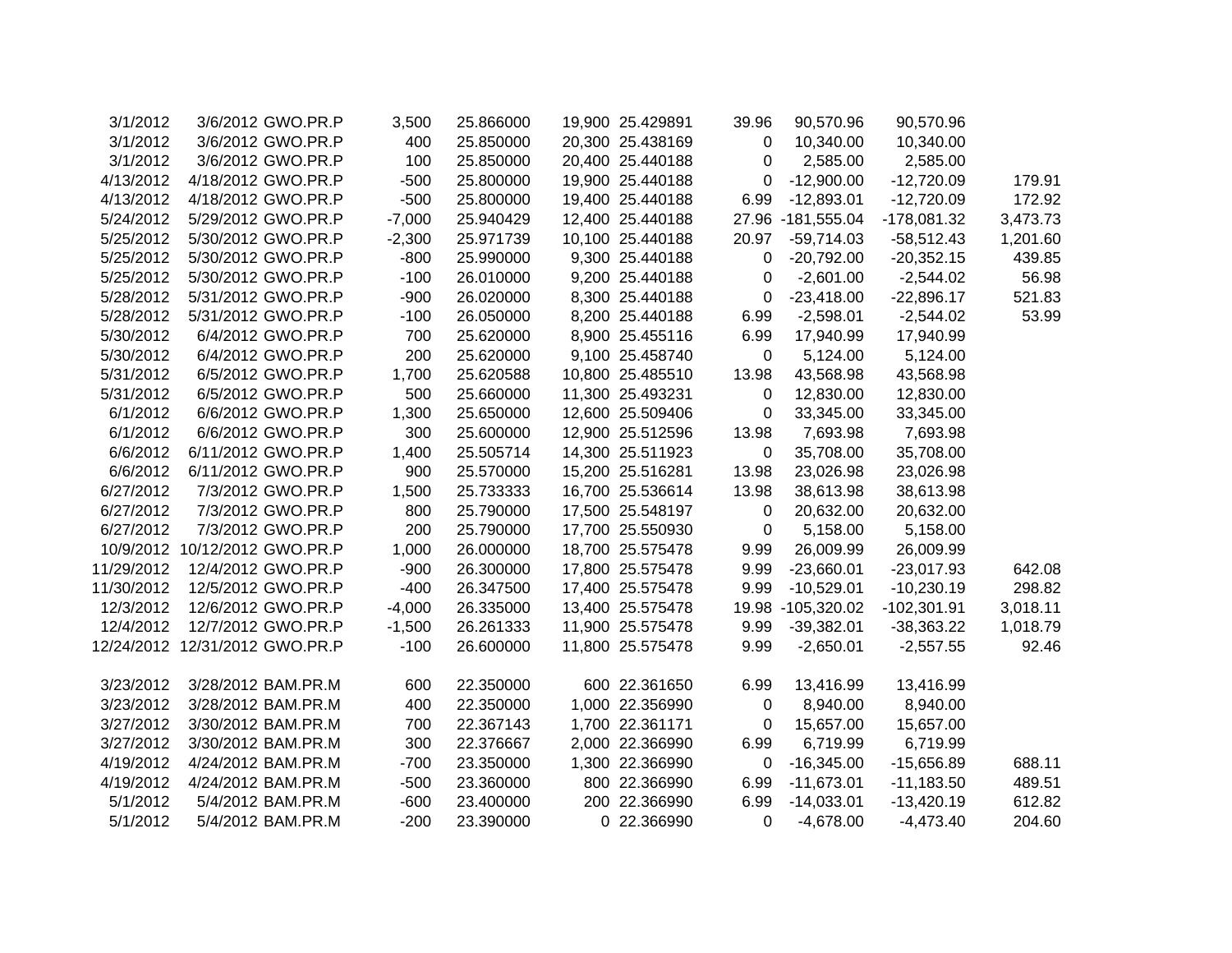| | | | | | | | | | | |
|---|---|---|---|---|---|---|---|---|---|---|
| 3/1/2012 | 3/6/2012 | GWO.PR.P | 3,500 | 25.866000 | 19,900 | 25.429891 | 39.96 | 90,570.96 | 90,570.96 | |
| 3/1/2012 | 3/6/2012 | GWO.PR.P | 400 | 25.850000 | 20,300 | 25.438169 | 0 | 10,340.00 | 10,340.00 | |
| 3/1/2012 | 3/6/2012 | GWO.PR.P | 100 | 25.850000 | 20,400 | 25.440188 | 0 | 2,585.00 | 2,585.00 | |
| 4/13/2012 | 4/18/2012 | GWO.PR.P | -500 | 25.800000 | 19,900 | 25.440188 | 0 | -12,900.00 | -12,720.09 | 179.91 |
| 4/13/2012 | 4/18/2012 | GWO.PR.P | -500 | 25.800000 | 19,400 | 25.440188 | 6.99 | -12,893.01 | -12,720.09 | 172.92 |
| 5/24/2012 | 5/29/2012 | GWO.PR.P | -7,000 | 25.940429 | 12,400 | 25.440188 | 27.96 | -181,555.04 | -178,081.32 | 3,473.73 |
| 5/25/2012 | 5/30/2012 | GWO.PR.P | -2,300 | 25.971739 | 10,100 | 25.440188 | 20.97 | -59,714.03 | -58,512.43 | 1,201.60 |
| 5/25/2012 | 5/30/2012 | GWO.PR.P | -800 | 25.990000 | 9,300 | 25.440188 | 0 | -20,792.00 | -20,352.15 | 439.85 |
| 5/25/2012 | 5/30/2012 | GWO.PR.P | -100 | 26.010000 | 9,200 | 25.440188 | 0 | -2,601.00 | -2,544.02 | 56.98 |
| 5/28/2012 | 5/31/2012 | GWO.PR.P | -900 | 26.020000 | 8,300 | 25.440188 | 0 | -23,418.00 | -22,896.17 | 521.83 |
| 5/28/2012 | 5/31/2012 | GWO.PR.P | -100 | 26.050000 | 8,200 | 25.440188 | 6.99 | -2,598.01 | -2,544.02 | 53.99 |
| 5/30/2012 | 6/4/2012 | GWO.PR.P | 700 | 25.620000 | 8,900 | 25.455116 | 6.99 | 17,940.99 | 17,940.99 | |
| 5/30/2012 | 6/4/2012 | GWO.PR.P | 200 | 25.620000 | 9,100 | 25.458740 | 0 | 5,124.00 | 5,124.00 | |
| 5/31/2012 | 6/5/2012 | GWO.PR.P | 1,700 | 25.620588 | 10,800 | 25.485510 | 13.98 | 43,568.98 | 43,568.98 | |
| 5/31/2012 | 6/5/2012 | GWO.PR.P | 500 | 25.660000 | 11,300 | 25.493231 | 0 | 12,830.00 | 12,830.00 | |
| 6/1/2012 | 6/6/2012 | GWO.PR.P | 1,300 | 25.650000 | 12,600 | 25.509406 | 0 | 33,345.00 | 33,345.00 | |
| 6/1/2012 | 6/6/2012 | GWO.PR.P | 300 | 25.600000 | 12,900 | 25.512596 | 13.98 | 7,693.98 | 7,693.98 | |
| 6/6/2012 | 6/11/2012 | GWO.PR.P | 1,400 | 25.505714 | 14,300 | 25.511923 | 0 | 35,708.00 | 35,708.00 | |
| 6/6/2012 | 6/11/2012 | GWO.PR.P | 900 | 25.570000 | 15,200 | 25.516281 | 13.98 | 23,026.98 | 23,026.98 | |
| 6/27/2012 | 7/3/2012 | GWO.PR.P | 1,500 | 25.733333 | 16,700 | 25.536614 | 13.98 | 38,613.98 | 38,613.98 | |
| 6/27/2012 | 7/3/2012 | GWO.PR.P | 800 | 25.790000 | 17,500 | 25.548197 | 0 | 20,632.00 | 20,632.00 | |
| 6/27/2012 | 7/3/2012 | GWO.PR.P | 200 | 25.790000 | 17,700 | 25.550930 | 0 | 5,158.00 | 5,158.00 | |
| 10/9/2012 | 10/12/2012 | GWO.PR.P | 1,000 | 26.000000 | 18,700 | 25.575478 | 9.99 | 26,009.99 | 26,009.99 | |
| 11/29/2012 | 12/4/2012 | GWO.PR.P | -900 | 26.300000 | 17,800 | 25.575478 | 9.99 | -23,660.01 | -23,017.93 | 642.08 |
| 11/30/2012 | 12/5/2012 | GWO.PR.P | -400 | 26.347500 | 17,400 | 25.575478 | 9.99 | -10,529.01 | -10,230.19 | 298.82 |
| 12/3/2012 | 12/6/2012 | GWO.PR.P | -4,000 | 26.335000 | 13,400 | 25.575478 | 19.98 | -105,320.02 | -102,301.91 | 3,018.11 |
| 12/4/2012 | 12/7/2012 | GWO.PR.P | -1,500 | 26.261333 | 11,900 | 25.575478 | 9.99 | -39,382.01 | -38,363.22 | 1,018.79 |
| 12/24/2012 | 12/31/2012 | GWO.PR.P | -100 | 26.600000 | 11,800 | 25.575478 | 9.99 | -2,650.01 | -2,557.55 | 92.46 |
| | | | | | | | | | | |
| 3/23/2012 | 3/28/2012 | BAM.PR.M | 600 | 22.350000 | 600 | 22.361650 | 6.99 | 13,416.99 | 13,416.99 | |
| 3/23/2012 | 3/28/2012 | BAM.PR.M | 400 | 22.350000 | 1,000 | 22.356990 | 0 | 8,940.00 | 8,940.00 | |
| 3/27/2012 | 3/30/2012 | BAM.PR.M | 700 | 22.367143 | 1,700 | 22.361171 | 0 | 15,657.00 | 15,657.00 | |
| 3/27/2012 | 3/30/2012 | BAM.PR.M | 300 | 22.376667 | 2,000 | 22.366990 | 6.99 | 6,719.99 | 6,719.99 | |
| 4/19/2012 | 4/24/2012 | BAM.PR.M | -700 | 23.350000 | 1,300 | 22.366990 | 0 | -16,345.00 | -15,656.89 | 688.11 |
| 4/19/2012 | 4/24/2012 | BAM.PR.M | -500 | 23.360000 | 800 | 22.366990 | 6.99 | -11,673.01 | -11,183.50 | 489.51 |
| 5/1/2012 | 5/4/2012 | BAM.PR.M | -600 | 23.400000 | 200 | 22.366990 | 6.99 | -14,033.01 | -13,420.19 | 612.82 |
| 5/1/2012 | 5/4/2012 | BAM.PR.M | -200 | 23.390000 | 0 | 22.366990 | 0 | -4,678.00 | -4,473.40 | 204.60 |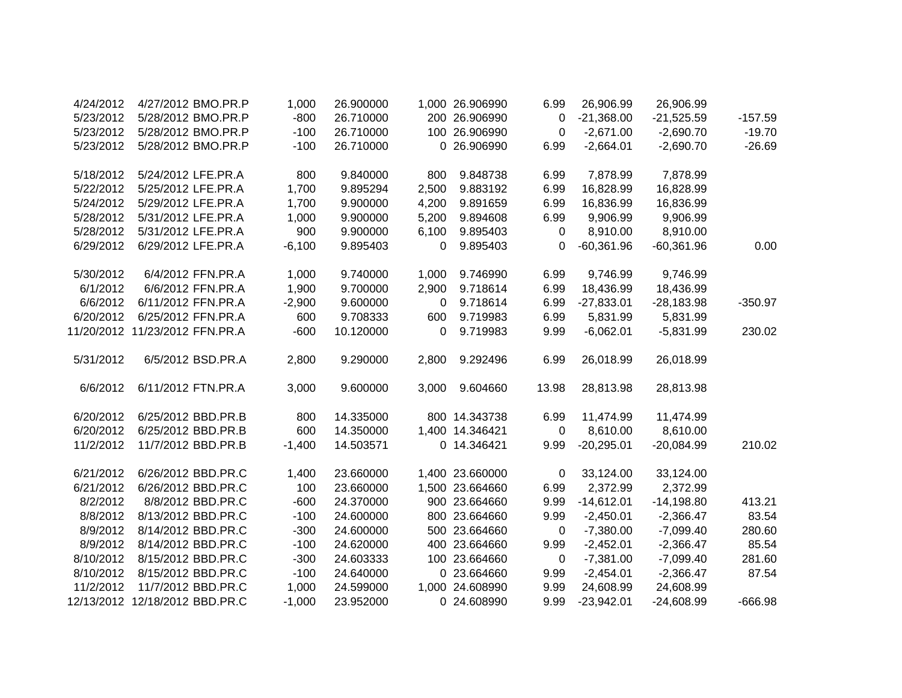| | | | | | | | | | | |
|---|---|---|---|---|---|---|---|---|---|---|
| 4/24/2012 | 4/27/2012 | BMO.PR.P | 1,000 | 26.900000 | 1,000 | 26.906990 | 6.99 | 26,906.99 | 26,906.99 | |
| 5/23/2012 | 5/28/2012 | BMO.PR.P | -800 | 26.710000 | 200 | 26.906990 | 0 | -21,368.00 | -21,525.59 | -157.59 |
| 5/23/2012 | 5/28/2012 | BMO.PR.P | -100 | 26.710000 | 100 | 26.906990 | 0 | -2,671.00 | -2,690.70 | -19.70 |
| 5/23/2012 | 5/28/2012 | BMO.PR.P | -100 | 26.710000 | 0 | 26.906990 | 6.99 | -2,664.01 | -2,690.70 | -26.69 |
| | | | | | | | | | | |
| 5/18/2012 | 5/24/2012 | LFE.PR.A | 800 | 9.840000 | 800 | 9.848738 | 6.99 | 7,878.99 | 7,878.99 | |
| 5/22/2012 | 5/25/2012 | LFE.PR.A | 1,700 | 9.895294 | 2,500 | 9.883192 | 6.99 | 16,828.99 | 16,828.99 | |
| 5/24/2012 | 5/29/2012 | LFE.PR.A | 1,700 | 9.900000 | 4,200 | 9.891659 | 6.99 | 16,836.99 | 16,836.99 | |
| 5/28/2012 | 5/31/2012 | LFE.PR.A | 1,000 | 9.900000 | 5,200 | 9.894608 | 6.99 | 9,906.99 | 9,906.99 | |
| 5/28/2012 | 5/31/2012 | LFE.PR.A | 900 | 9.900000 | 6,100 | 9.895403 | 0 | 8,910.00 | 8,910.00 | |
| 6/29/2012 | 6/29/2012 | LFE.PR.A | -6,100 | 9.895403 | 0 | 9.895403 | 0 | -60,361.96 | -60,361.96 | 0.00 |
| | | | | | | | | | | |
| 5/30/2012 | 6/4/2012 | FFN.PR.A | 1,000 | 9.740000 | 1,000 | 9.746990 | 6.99 | 9,746.99 | 9,746.99 | |
| 6/1/2012 | 6/6/2012 | FFN.PR.A | 1,900 | 9.700000 | 2,900 | 9.718614 | 6.99 | 18,436.99 | 18,436.99 | |
| 6/6/2012 | 6/11/2012 | FFN.PR.A | -2,900 | 9.600000 | 0 | 9.718614 | 6.99 | -27,833.01 | -28,183.98 | -350.97 |
| 6/20/2012 | 6/25/2012 | FFN.PR.A | 600 | 9.708333 | 600 | 9.719983 | 6.99 | 5,831.99 | 5,831.99 | |
| 11/20/2012 | 11/23/2012 | FFN.PR.A | -600 | 10.120000 | 0 | 9.719983 | 9.99 | -6,062.01 | -5,831.99 | 230.02 |
| | | | | | | | | | | |
| 5/31/2012 | 6/5/2012 | BSD.PR.A | 2,800 | 9.290000 | 2,800 | 9.292496 | 6.99 | 26,018.99 | 26,018.99 | |
| | | | | | | | | | | |
| 6/6/2012 | 6/11/2012 | FTN.PR.A | 3,000 | 9.600000 | 3,000 | 9.604660 | 13.98 | 28,813.98 | 28,813.98 | |
| | | | | | | | | | | |
| 6/20/2012 | 6/25/2012 | BBD.PR.B | 800 | 14.335000 | 800 | 14.343738 | 6.99 | 11,474.99 | 11,474.99 | |
| 6/20/2012 | 6/25/2012 | BBD.PR.B | 600 | 14.350000 | 1,400 | 14.346421 | 0 | 8,610.00 | 8,610.00 | |
| 11/2/2012 | 11/7/2012 | BBD.PR.B | -1,400 | 14.503571 | 0 | 14.346421 | 9.99 | -20,295.01 | -20,084.99 | 210.02 |
| | | | | | | | | | | |
| 6/21/2012 | 6/26/2012 | BBD.PR.C | 1,400 | 23.660000 | 1,400 | 23.660000 | 0 | 33,124.00 | 33,124.00 | |
| 6/21/2012 | 6/26/2012 | BBD.PR.C | 100 | 23.660000 | 1,500 | 23.664660 | 6.99 | 2,372.99 | 2,372.99 | |
| 8/2/2012 | 8/8/2012 | BBD.PR.C | -600 | 24.370000 | 900 | 23.664660 | 9.99 | -14,612.01 | -14,198.80 | 413.21 |
| 8/8/2012 | 8/13/2012 | BBD.PR.C | -100 | 24.600000 | 800 | 23.664660 | 9.99 | -2,450.01 | -2,366.47 | 83.54 |
| 8/9/2012 | 8/14/2012 | BBD.PR.C | -300 | 24.600000 | 500 | 23.664660 | 0 | -7,380.00 | -7,099.40 | 280.60 |
| 8/9/2012 | 8/14/2012 | BBD.PR.C | -100 | 24.620000 | 400 | 23.664660 | 9.99 | -2,452.01 | -2,366.47 | 85.54 |
| 8/10/2012 | 8/15/2012 | BBD.PR.C | -300 | 24.603333 | 100 | 23.664660 | 0 | -7,381.00 | -7,099.40 | 281.60 |
| 8/10/2012 | 8/15/2012 | BBD.PR.C | -100 | 24.640000 | 0 | 23.664660 | 9.99 | -2,454.01 | -2,366.47 | 87.54 |
| 11/2/2012 | 11/7/2012 | BBD.PR.C | 1,000 | 24.599000 | 1,000 | 24.608990 | 9.99 | 24,608.99 | 24,608.99 | |
| 12/13/2012 | 12/18/2012 | BBD.PR.C | -1,000 | 23.952000 | 0 | 24.608990 | 9.99 | -23,942.01 | -24,608.99 | -666.98 |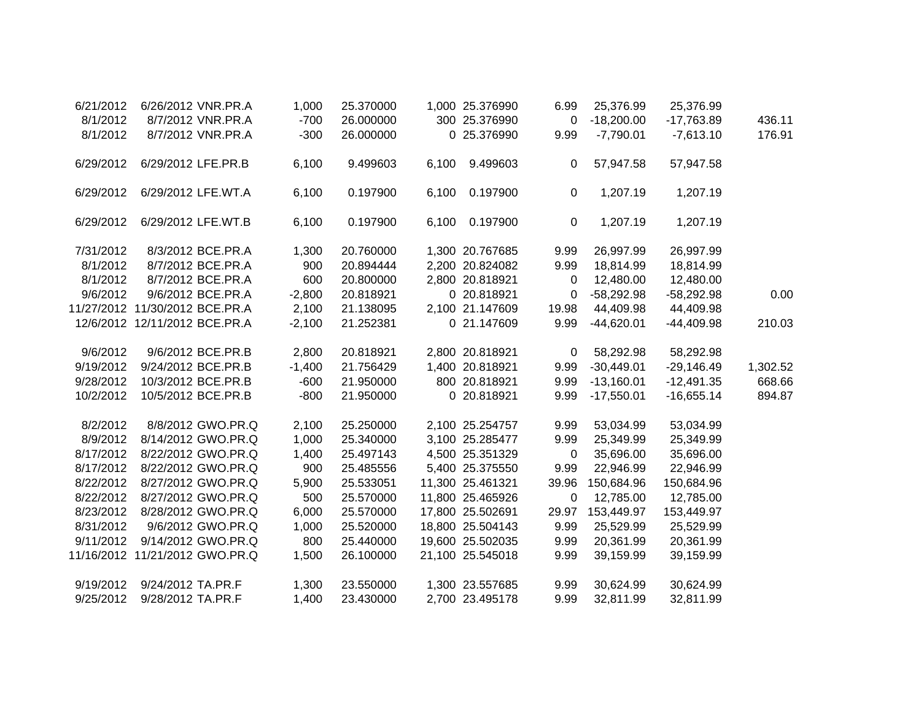| | | | | | | | | | | |
|---|---|---|---|---|---|---|---|---|---|---|
| 6/21/2012 | 6/26/2012 | VNR.PR.A | 1,000 | 25.370000 | 1,000 | 25.376990 | 6.99 | 25,376.99 | 25,376.99 | |
| 8/1/2012 | 8/7/2012 | VNR.PR.A | -700 | 26.000000 | 300 | 25.376990 | 0 | -18,200.00 | -17,763.89 | 436.11 |
| 8/1/2012 | 8/7/2012 | VNR.PR.A | -300 | 26.000000 | 0 | 25.376990 | 9.99 | -7,790.01 | -7,613.10 | 176.91 |
| | | | | | | | | | | |
| 6/29/2012 | 6/29/2012 | LFE.PR.B | 6,100 | 9.499603 | 6,100 | 9.499603 | 0 | 57,947.58 | 57,947.58 | |
| | | | | | | | | | | |
| 6/29/2012 | 6/29/2012 | LFE.WT.A | 6,100 | 0.197900 | 6,100 | 0.197900 | 0 | 1,207.19 | 1,207.19 | |
| | | | | | | | | | | |
| 6/29/2012 | 6/29/2012 | LFE.WT.B | 6,100 | 0.197900 | 6,100 | 0.197900 | 0 | 1,207.19 | 1,207.19 | |
| | | | | | | | | | | |
| 7/31/2012 | 8/3/2012 | BCE.PR.A | 1,300 | 20.760000 | 1,300 | 20.767685 | 9.99 | 26,997.99 | 26,997.99 | |
| 8/1/2012 | 8/7/2012 | BCE.PR.A | 900 | 20.894444 | 2,200 | 20.824082 | 9.99 | 18,814.99 | 18,814.99 | |
| 8/1/2012 | 8/7/2012 | BCE.PR.A | 600 | 20.800000 | 2,800 | 20.818921 | 0 | 12,480.00 | 12,480.00 | |
| 9/6/2012 | 9/6/2012 | BCE.PR.A | -2,800 | 20.818921 | 0 | 20.818921 | 0 | -58,292.98 | -58,292.98 | 0.00 |
| 11/27/2012 | 11/30/2012 | BCE.PR.A | 2,100 | 21.138095 | 2,100 | 21.147609 | 19.98 | 44,409.98 | 44,409.98 | |
| 12/6/2012 | 12/11/2012 | BCE.PR.A | -2,100 | 21.252381 | 0 | 21.147609 | 9.99 | -44,620.01 | -44,409.98 | 210.03 |
| | | | | | | | | | | |
| 9/6/2012 | 9/6/2012 | BCE.PR.B | 2,800 | 20.818921 | 2,800 | 20.818921 | 0 | 58,292.98 | 58,292.98 | |
| 9/19/2012 | 9/24/2012 | BCE.PR.B | -1,400 | 21.756429 | 1,400 | 20.818921 | 9.99 | -30,449.01 | -29,146.49 | 1,302.52 |
| 9/28/2012 | 10/3/2012 | BCE.PR.B | -600 | 21.950000 | 800 | 20.818921 | 9.99 | -13,160.01 | -12,491.35 | 668.66 |
| 10/2/2012 | 10/5/2012 | BCE.PR.B | -800 | 21.950000 | 0 | 20.818921 | 9.99 | -17,550.01 | -16,655.14 | 894.87 |
| | | | | | | | | | | |
| 8/2/2012 | 8/8/2012 | GWO.PR.Q | 2,100 | 25.250000 | 2,100 | 25.254757 | 9.99 | 53,034.99 | 53,034.99 | |
| 8/9/2012 | 8/14/2012 | GWO.PR.Q | 1,000 | 25.340000 | 3,100 | 25.285477 | 9.99 | 25,349.99 | 25,349.99 | |
| 8/17/2012 | 8/22/2012 | GWO.PR.Q | 1,400 | 25.497143 | 4,500 | 25.351329 | 0 | 35,696.00 | 35,696.00 | |
| 8/17/2012 | 8/22/2012 | GWO.PR.Q | 900 | 25.485556 | 5,400 | 25.375550 | 9.99 | 22,946.99 | 22,946.99 | |
| 8/22/2012 | 8/27/2012 | GWO.PR.Q | 5,900 | 25.533051 | 11,300 | 25.461321 | 39.96 | 150,684.96 | 150,684.96 | |
| 8/22/2012 | 8/27/2012 | GWO.PR.Q | 500 | 25.570000 | 11,800 | 25.465926 | 0 | 12,785.00 | 12,785.00 | |
| 8/23/2012 | 8/28/2012 | GWO.PR.Q | 6,000 | 25.570000 | 17,800 | 25.502691 | 29.97 | 153,449.97 | 153,449.97 | |
| 8/31/2012 | 9/6/2012 | GWO.PR.Q | 1,000 | 25.520000 | 18,800 | 25.504143 | 9.99 | 25,529.99 | 25,529.99 | |
| 9/11/2012 | 9/14/2012 | GWO.PR.Q | 800 | 25.440000 | 19,600 | 25.502035 | 9.99 | 20,361.99 | 20,361.99 | |
| 11/16/2012 | 11/21/2012 | GWO.PR.Q | 1,500 | 26.100000 | 21,100 | 25.545018 | 9.99 | 39,159.99 | 39,159.99 | |
| | | | | | | | | | | |
| 9/19/2012 | 9/24/2012 | TA.PR.F | 1,300 | 23.550000 | 1,300 | 23.557685 | 9.99 | 30,624.99 | 30,624.99 | |
| 9/25/2012 | 9/28/2012 | TA.PR.F | 1,400 | 23.430000 | 2,700 | 23.495178 | 9.99 | 32,811.99 | 32,811.99 | |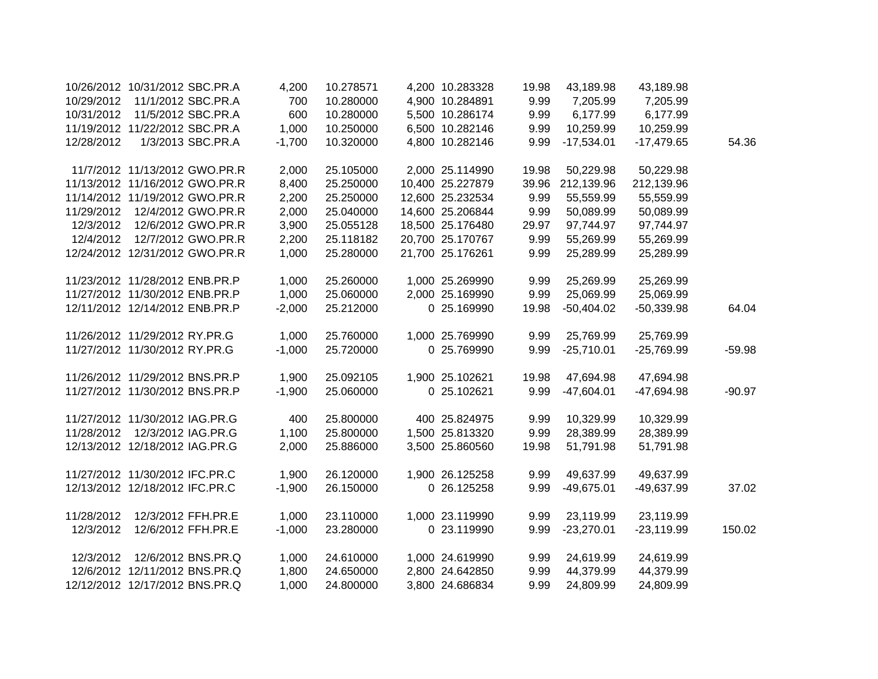| | | | | | | | | | | |
|---|---|---|---|---|---|---|---|---|---|---|
| 10/26/2012 | 10/31/2012 | SBC.PR.A | 4,200 | 10.278571 | 4,200 | 10.283328 | 19.98 | 43,189.98 | 43,189.98 | |
| 10/29/2012 | 11/1/2012 | SBC.PR.A | 700 | 10.280000 | 4,900 | 10.284891 | 9.99 | 7,205.99 | 7,205.99 | |
| 10/31/2012 | 11/5/2012 | SBC.PR.A | 600 | 10.280000 | 5,500 | 10.286174 | 9.99 | 6,177.99 | 6,177.99 | |
| 11/19/2012 | 11/22/2012 | SBC.PR.A | 1,000 | 10.250000 | 6,500 | 10.282146 | 9.99 | 10,259.99 | 10,259.99 | |
| 12/28/2012 | 1/3/2013 | SBC.PR.A | -1,700 | 10.320000 | 4,800 | 10.282146 | 9.99 | -17,534.01 | -17,479.65 | 54.36 |
| | | | | | | | | | | |
| 11/7/2012 | 11/13/2012 | GWO.PR.R | 2,000 | 25.105000 | 2,000 | 25.114990 | 19.98 | 50,229.98 | 50,229.98 | |
| 11/13/2012 | 11/16/2012 | GWO.PR.R | 8,400 | 25.250000 | 10,400 | 25.227879 | 39.96 | 212,139.96 | 212,139.96 | |
| 11/14/2012 | 11/19/2012 | GWO.PR.R | 2,200 | 25.250000 | 12,600 | 25.232534 | 9.99 | 55,559.99 | 55,559.99 | |
| 11/29/2012 | 12/4/2012 | GWO.PR.R | 2,000 | 25.040000 | 14,600 | 25.206844 | 9.99 | 50,089.99 | 50,089.99 | |
| 12/3/2012 | 12/6/2012 | GWO.PR.R | 3,900 | 25.055128 | 18,500 | 25.176480 | 29.97 | 97,744.97 | 97,744.97 | |
| 12/4/2012 | 12/7/2012 | GWO.PR.R | 2,200 | 25.118182 | 20,700 | 25.170767 | 9.99 | 55,269.99 | 55,269.99 | |
| 12/24/2012 | 12/31/2012 | GWO.PR.R | 1,000 | 25.280000 | 21,700 | 25.176261 | 9.99 | 25,289.99 | 25,289.99 | |
| | | | | | | | | | | |
| 11/23/2012 | 11/28/2012 | ENB.PR.P | 1,000 | 25.260000 | 1,000 | 25.269990 | 9.99 | 25,269.99 | 25,269.99 | |
| 11/27/2012 | 11/30/2012 | ENB.PR.P | 1,000 | 25.060000 | 2,000 | 25.169990 | 9.99 | 25,069.99 | 25,069.99 | |
| 12/11/2012 | 12/14/2012 | ENB.PR.P | -2,000 | 25.212000 | 0 | 25.169990 | 19.98 | -50,404.02 | -50,339.98 | 64.04 |
| | | | | | | | | | | |
| 11/26/2012 | 11/29/2012 | RY.PR.G | 1,000 | 25.760000 | 1,000 | 25.769990 | 9.99 | 25,769.99 | 25,769.99 | |
| 11/27/2012 | 11/30/2012 | RY.PR.G | -1,000 | 25.720000 | 0 | 25.769990 | 9.99 | -25,710.01 | -25,769.99 | -59.98 |
| | | | | | | | | | | |
| 11/26/2012 | 11/29/2012 | BNS.PR.P | 1,900 | 25.092105 | 1,900 | 25.102621 | 19.98 | 47,694.98 | 47,694.98 | |
| 11/27/2012 | 11/30/2012 | BNS.PR.P | -1,900 | 25.060000 | 0 | 25.102621 | 9.99 | -47,604.01 | -47,694.98 | -90.97 |
| | | | | | | | | | | |
| 11/27/2012 | 11/30/2012 | IAG.PR.G | 400 | 25.800000 | 400 | 25.824975 | 9.99 | 10,329.99 | 10,329.99 | |
| 11/28/2012 | 12/3/2012 | IAG.PR.G | 1,100 | 25.800000 | 1,500 | 25.813320 | 9.99 | 28,389.99 | 28,389.99 | |
| 12/13/2012 | 12/18/2012 | IAG.PR.G | 2,000 | 25.886000 | 3,500 | 25.860560 | 19.98 | 51,791.98 | 51,791.98 | |
| | | | | | | | | | | |
| 11/27/2012 | 11/30/2012 | IFC.PR.C | 1,900 | 26.120000 | 1,900 | 26.125258 | 9.99 | 49,637.99 | 49,637.99 | |
| 12/13/2012 | 12/18/2012 | IFC.PR.C | -1,900 | 26.150000 | 0 | 26.125258 | 9.99 | -49,675.01 | -49,637.99 | 37.02 |
| | | | | | | | | | | |
| 11/28/2012 | 12/3/2012 | FFH.PR.E | 1,000 | 23.110000 | 1,000 | 23.119990 | 9.99 | 23,119.99 | 23,119.99 | |
| 12/3/2012 | 12/6/2012 | FFH.PR.E | -1,000 | 23.280000 | 0 | 23.119990 | 9.99 | -23,270.01 | -23,119.99 | 150.02 |
| | | | | | | | | | | |
| 12/3/2012 | 12/6/2012 | BNS.PR.Q | 1,000 | 24.610000 | 1,000 | 24.619990 | 9.99 | 24,619.99 | 24,619.99 | |
| 12/6/2012 | 12/11/2012 | BNS.PR.Q | 1,800 | 24.650000 | 2,800 | 24.642850 | 9.99 | 44,379.99 | 44,379.99 | |
| 12/12/2012 | 12/17/2012 | BNS.PR.Q | 1,000 | 24.800000 | 3,800 | 24.686834 | 9.99 | 24,809.99 | 24,809.99 | |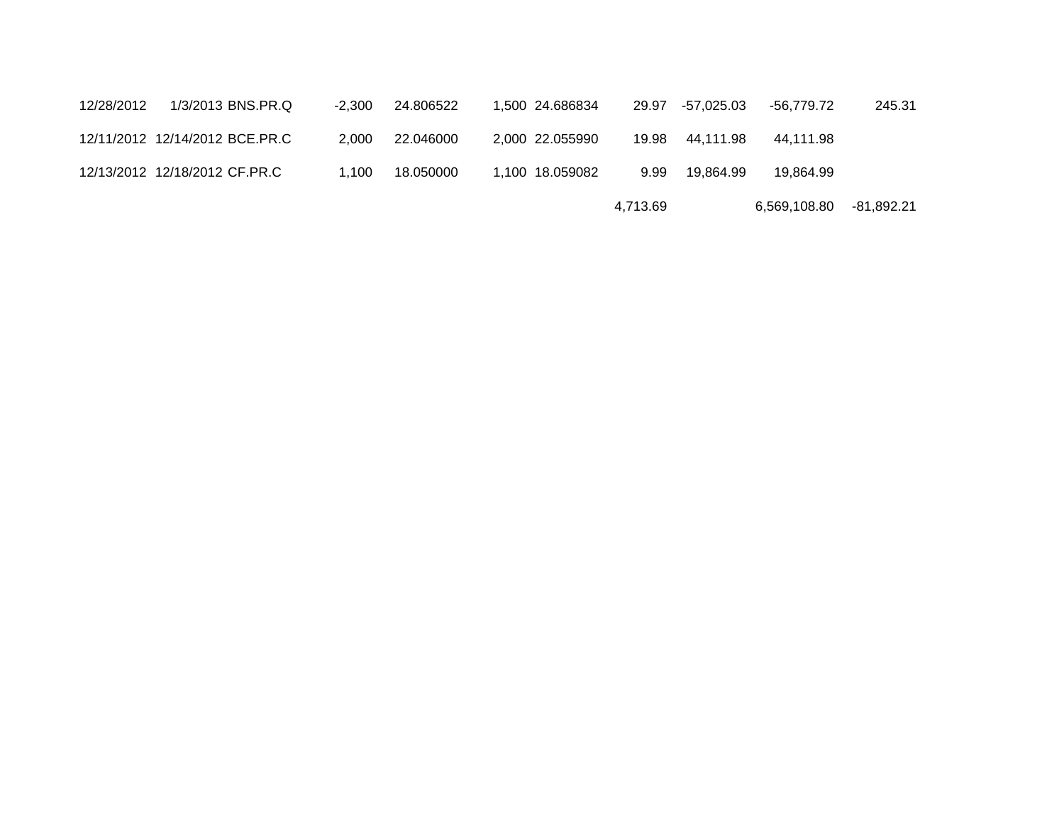| | | | | | | | | | | |
|---|---|---|---|---|---|---|---|---|---|---|
| 12/28/2012 | 1/3/2013 | BNS.PR.Q | -2,300 | 24.806522 | 1,500 | 24.686834 | 29.97 | -57,025.03 | -56,779.72 | 245.31 |
| 12/11/2012 | 12/14/2012 | BCE.PR.C | 2,000 | 22.046000 | 2,000 | 22.055990 | 19.98 | 44,111.98 | 44,111.98 | |
| 12/13/2012 | 12/18/2012 | CF.PR.C | 1,100 | 18.050000 | 1,100 | 18.059082 | 9.99 | 19,864.99 | 19,864.99 | |
| | | | | | | | 4,713.69 | | 6,569,108.80 | -81,892.21 |